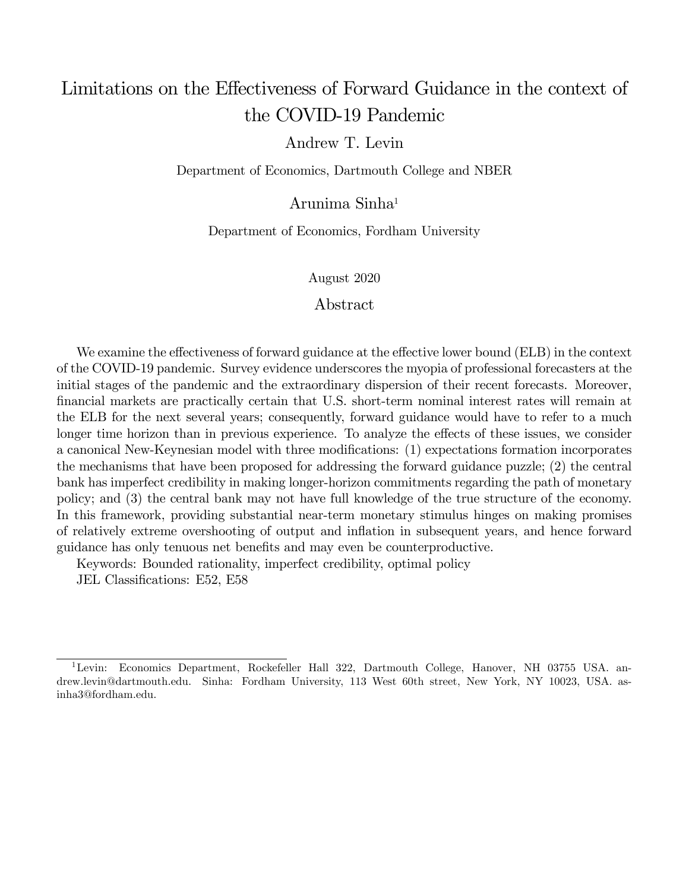# Limitations on the Effectiveness of Forward Guidance in the context of the COVID-19 Pandemic

Andrew T. Levin

Department of Economics, Dartmouth College and NBER

Arunima Sinha[1]

Department of Economics, Fordham University

August 2020

## Abstract

We examine the effectiveness of forward guidance at the effective lower bound (ELB) in the context of the COVID-19 pandemic. Survey evidence underscores the myopia of professional forecasters at the initial stages of the pandemic and the extraordinary dispersion of their recent forecasts. Moreover, financial markets are practically certain that U.S. short-term nominal interest rates will remain at the ELB for the next several years; consequently, forward guidance would have to refer to a much longer time horizon than in previous experience. To analyze the effects of these issues, we consider a canonical New-Keynesian model with three modifications: (1) expectations formation incorporates the mechanisms that have been proposed for addressing the forward guidance puzzle; (2) the central bank has imperfect credibility in making longer-horizon commitments regarding the path of monetary policy; and (3) the central bank may not have full knowledge of the true structure of the economy. In this framework, providing substantial near-term monetary stimulus hinges on making promises of relatively extreme overshooting of output and inflation in subsequent years, and hence forward guidance has only tenuous net benefits and may even be counterproductive.

Keywords: Bounded rationality, imperfect credibility, optimal policy

JEL Classifications: E52, E58

---

[1] Levin: Economics Department, Rockefeller Hall 322, Dartmouth College, Hanover, NH 03755 USA. andrew.levin@dartmouth.edu. Sinha: Fordham University, 113 West 60th street, New York, NY 10023, USA. asinha3@fordham.edu.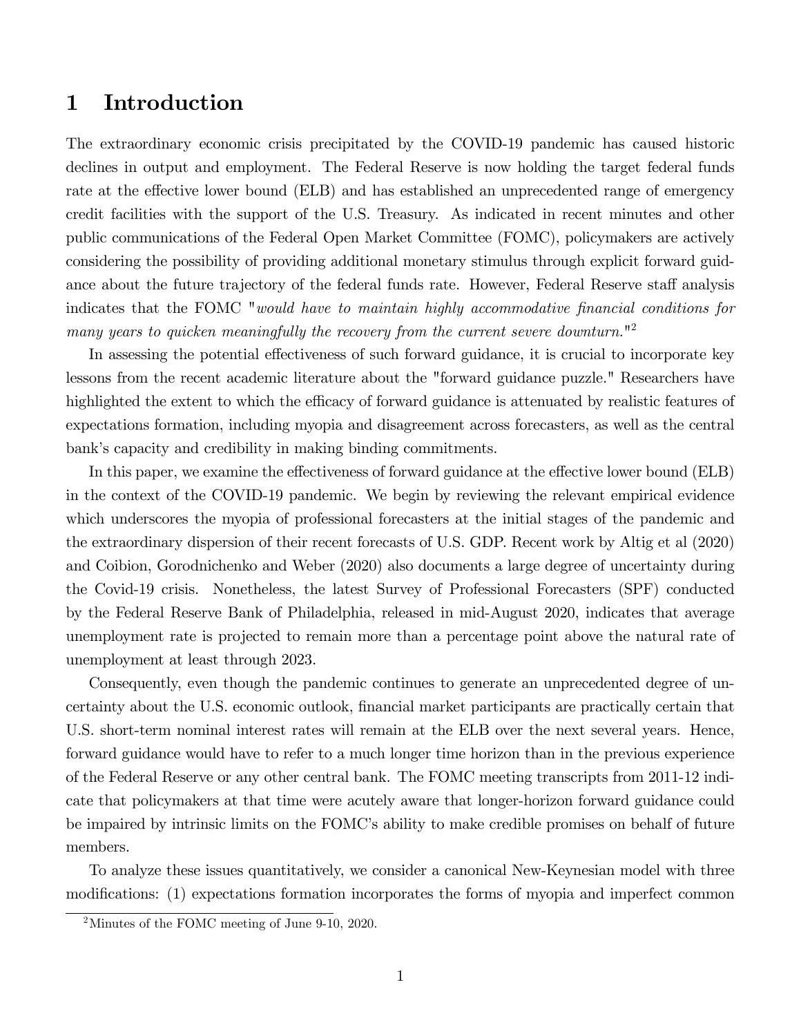# 1 Introduction

The extraordinary economic crisis precipitated by the COVID-19 pandemic has caused historic declines in output and employment. The Federal Reserve is now holding the target federal funds rate at the effective lower bound (ELB) and has established an unprecedented range of emergency credit facilities with the support of the U.S. Treasury. As indicated in recent minutes and other public communications of the Federal Open Market Committee (FOMC), policymakers are actively considering the possibility of providing additional monetary stimulus through explicit forward guidance about the future trajectory of the federal funds rate. However, Federal Reserve staff analysis indicates that the FOMC "*would have to maintain highly accommodative financial conditions for many years to quicken meaningfully the recovery from the current severe downturn.*"[2]

In assessing the potential effectiveness of such forward guidance, it is crucial to incorporate key lessons from the recent academic literature about the "forward guidance puzzle." Researchers have highlighted the extent to which the efficacy of forward guidance is attenuated by realistic features of expectations formation, including myopia and disagreement across forecasters, as well as the central bank's capacity and credibility in making binding commitments.

In this paper, we examine the effectiveness of forward guidance at the effective lower bound (ELB) in the context of the COVID-19 pandemic. We begin by reviewing the relevant empirical evidence which underscores the myopia of professional forecasters at the initial stages of the pandemic and the extraordinary dispersion of their recent forecasts of U.S. GDP. Recent work by Altig et al (2020) and Coibion, Gorodnichenko and Weber (2020) also documents a large degree of uncertainty during the Covid-19 crisis. Nonetheless, the latest Survey of Professional Forecasters (SPF) conducted by the Federal Reserve Bank of Philadelphia, released in mid-August 2020, indicates that average unemployment rate is projected to remain more than a percentage point above the natural rate of unemployment at least through 2023.

Consequently, even though the pandemic continues to generate an unprecedented degree of uncertainty about the U.S. economic outlook, financial market participants are practically certain that U.S. short-term nominal interest rates will remain at the ELB over the next several years. Hence, forward guidance would have to refer to a much longer time horizon than in the previous experience of the Federal Reserve or any other central bank. The FOMC meeting transcripts from 2011-12 indicate that policymakers at that time were acutely aware that longer-horizon forward guidance could be impaired by intrinsic limits on the FOMC's ability to make credible promises on behalf of future members.

To analyze these issues quantitatively, we consider a canonical New-Keynesian model with three modifications: (1) expectations formation incorporates the forms of myopia and imperfect common

[2] Minutes of the FOMC meeting of June 9-10, 2020.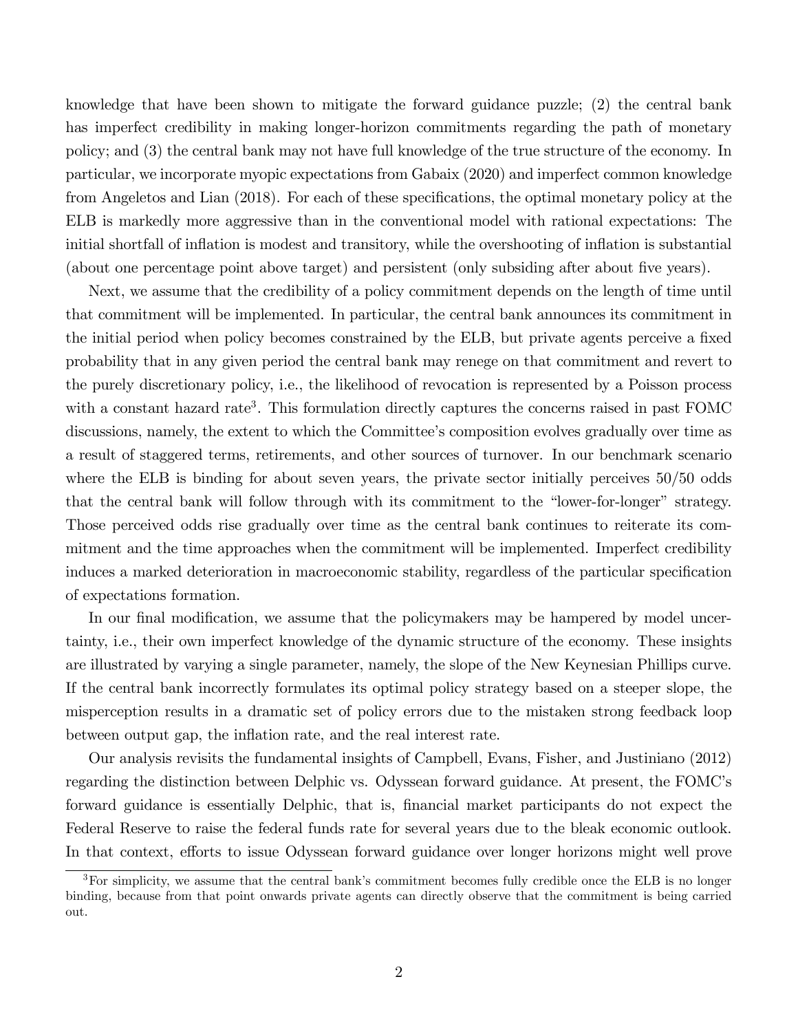knowledge that have been shown to mitigate the forward guidance puzzle; (2) the central bank has imperfect credibility in making longer-horizon commitments regarding the path of monetary policy; and (3) the central bank may not have full knowledge of the true structure of the economy. In particular, we incorporate myopic expectations from Gabaix (2020) and imperfect common knowledge from Angeletos and Lian (2018). For each of these specifications, the optimal monetary policy at the ELB is markedly more aggressive than in the conventional model with rational expectations: The initial shortfall of inflation is modest and transitory, while the overshooting of inflation is substantial (about one percentage point above target) and persistent (only subsiding after about five years).

Next, we assume that the credibility of a policy commitment depends on the length of time until that commitment will be implemented. In particular, the central bank announces its commitment in the initial period when policy becomes constrained by the ELB, but private agents perceive a fixed probability that in any given period the central bank may renege on that commitment and revert to the purely discretionary policy, i.e., the likelihood of revocation is represented by a Poisson process with a constant hazard rate[3]. This formulation directly captures the concerns raised in past FOMC discussions, namely, the extent to which the Committee's composition evolves gradually over time as a result of staggered terms, retirements, and other sources of turnover. In our benchmark scenario where the ELB is binding for about seven years, the private sector initially perceives 50/50 odds that the central bank will follow through with its commitment to the "lower-for-longer" strategy. Those perceived odds rise gradually over time as the central bank continues to reiterate its commitment and the time approaches when the commitment will be implemented. Imperfect credibility induces a marked deterioration in macroeconomic stability, regardless of the particular specification of expectations formation.

In our final modification, we assume that the policymakers may be hampered by model uncertainty, i.e., their own imperfect knowledge of the dynamic structure of the economy. These insights are illustrated by varying a single parameter, namely, the slope of the New Keynesian Phillips curve. If the central bank incorrectly formulates its optimal policy strategy based on a steeper slope, the misperception results in a dramatic set of policy errors due to the mistaken strong feedback loop between output gap, the inflation rate, and the real interest rate.

Our analysis revisits the fundamental insights of Campbell, Evans, Fisher, and Justiniano (2012) regarding the distinction between Delphic vs. Odyssean forward guidance. At present, the FOMC's forward guidance is essentially Delphic, that is, financial market participants do not expect the Federal Reserve to raise the federal funds rate for several years due to the bleak economic outlook. In that context, efforts to issue Odyssean forward guidance over longer horizons might well prove

[3]For simplicity, we assume that the central bank's commitment becomes fully credible once the ELB is no longer binding, because from that point onwards private agents can directly observe that the commitment is being carried out.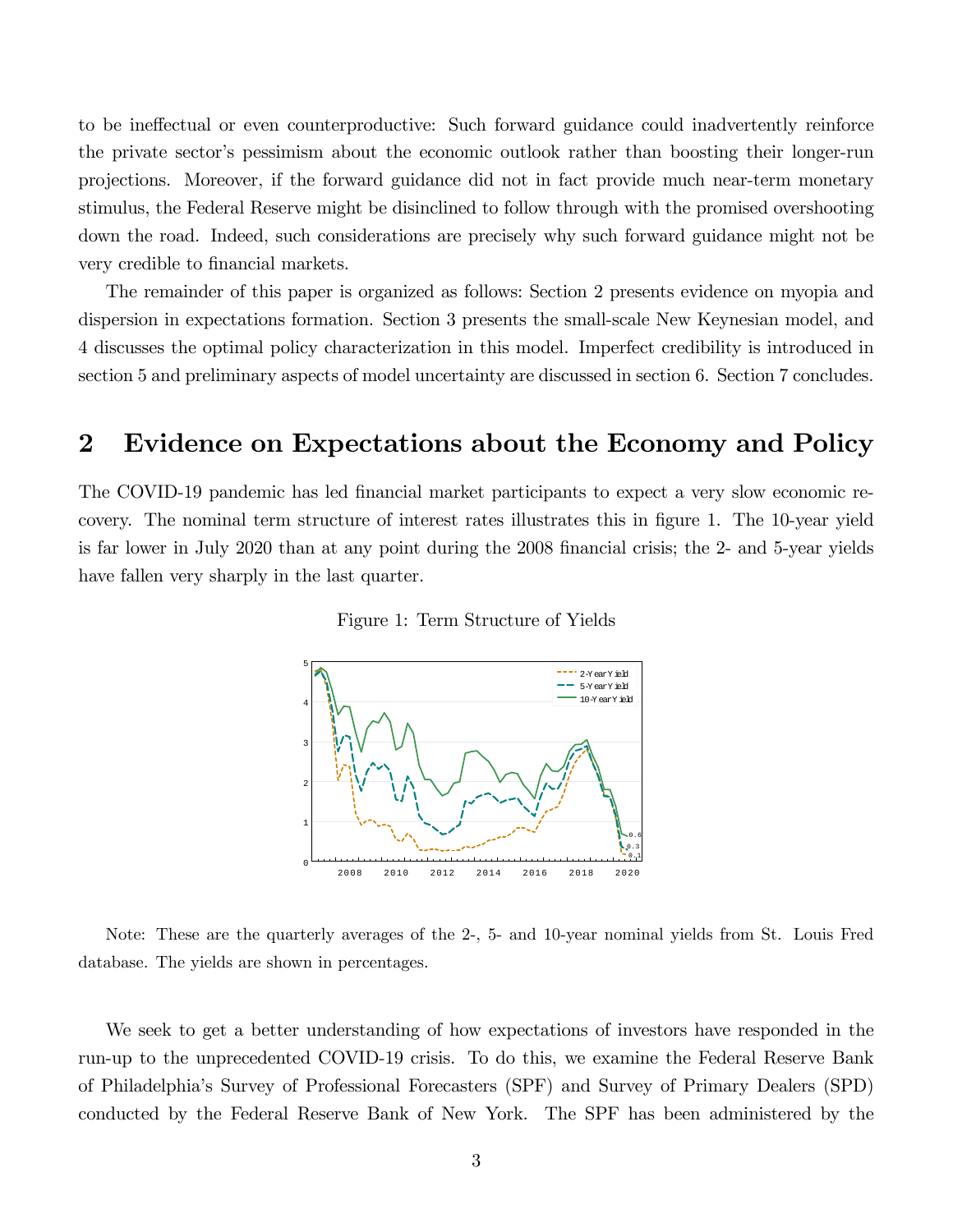to be ineffectual or even counterproductive: Such forward guidance could inadvertently reinforce the private sector's pessimism about the economic outlook rather than boosting their longer-run projections. Moreover, if the forward guidance did not in fact provide much near-term monetary stimulus, the Federal Reserve might be disinclined to follow through with the promised overshooting down the road. Indeed, such considerations are precisely why such forward guidance might not be very credible to financial markets.

The remainder of this paper is organized as follows: Section 2 presents evidence on myopia and dispersion in expectations formation. Section 3 presents the small-scale New Keynesian model, and 4 discusses the optimal policy characterization in this model. Imperfect credibility is introduced in section 5 and preliminary aspects of model uncertainty are discussed in section 6. Section 7 concludes.

## 2 Evidence on Expectations about the Economy and Policy

The COVID-19 pandemic has led financial market participants to expect a very slow economic recovery. The nominal term structure of interest rates illustrates this in figure 1. The 10-year yield is far lower in July 2020 than at any point during the 2008 financial crisis; the 2- and 5-year yields have fallen very sharply in the last quarter.

Figure 1: Term Structure of Yields

Note: These are the quarterly averages of the 2-, 5- and 10-year nominal yields from St. Louis Fred database. The yields are shown in percentages.

We seek to get a better understanding of how expectations of investors have responded in the run-up to the unprecedented COVID-19 crisis. To do this, we examine the Federal Reserve Bank of Philadelphia's Survey of Professional Forecasters (SPF) and Survey of Primary Dealers (SPD) conducted by the Federal Reserve Bank of New York. The SPF has been administered by the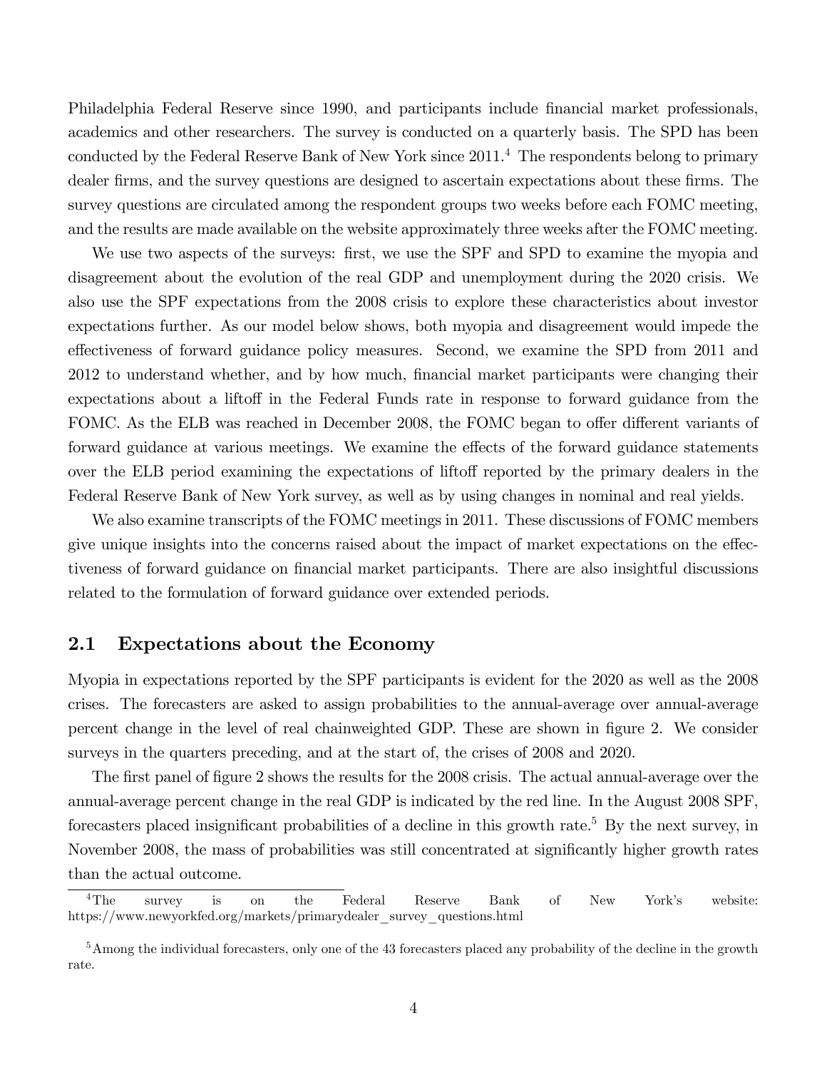Philadelphia Federal Reserve since 1990, and participants include financial market professionals, academics and other researchers. The survey is conducted on a quarterly basis. The SPD has been conducted by the Federal Reserve Bank of New York since 2011.[4] The respondents belong to primary dealer firms, and the survey questions are designed to ascertain expectations about these firms. The survey questions are circulated among the respondent groups two weeks before each FOMC meeting, and the results are made available on the website approximately three weeks after the FOMC meeting.

We use two aspects of the surveys: first, we use the SPF and SPD to examine the myopia and disagreement about the evolution of the real GDP and unemployment during the 2020 crisis. We also use the SPF expectations from the 2008 crisis to explore these characteristics about investor expectations further. As our model below shows, both myopia and disagreement would impede the effectiveness of forward guidance policy measures. Second, we examine the SPD from 2011 and 2012 to understand whether, and by how much, financial market participants were changing their expectations about a liftoff in the Federal Funds rate in response to forward guidance from the FOMC. As the ELB was reached in December 2008, the FOMC began to offer different variants of forward guidance at various meetings. We examine the effects of the forward guidance statements over the ELB period examining the expectations of liftoff reported by the primary dealers in the Federal Reserve Bank of New York survey, as well as by using changes in nominal and real yields.

We also examine transcripts of the FOMC meetings in 2011. These discussions of FOMC members give unique insights into the concerns raised about the impact of market expectations on the effectiveness of forward guidance on financial market participants. There are also insightful discussions related to the formulation of forward guidance over extended periods.

## 2.1 Expectations about the Economy

Myopia in expectations reported by the SPF participants is evident for the 2020 as well as the 2008 crises. The forecasters are asked to assign probabilities to the annual-average over annual-average percent change in the level of real chainweighted GDP. These are shown in figure 2. We consider surveys in the quarters preceding, and at the start of, the crises of 2008 and 2020.

The first panel of figure 2 shows the results for the 2008 crisis. The actual annual-average over the annual-average percent change in the real GDP is indicated by the red line. In the August 2008 SPF, forecasters placed insignificant probabilities of a decline in this growth rate.[5] By the next survey, in November 2008, the mass of probabilities was still concentrated at significantly higher growth rates than the actual outcome.

---

[4] The survey is on the Federal Reserve Bank of New York's website: https://www.newyorkfed.org/markets/primarydealer_survey_questions.html

[5] Among the individual forecasters, only one of the 43 forecasters placed any probability of the decline in the growth rate.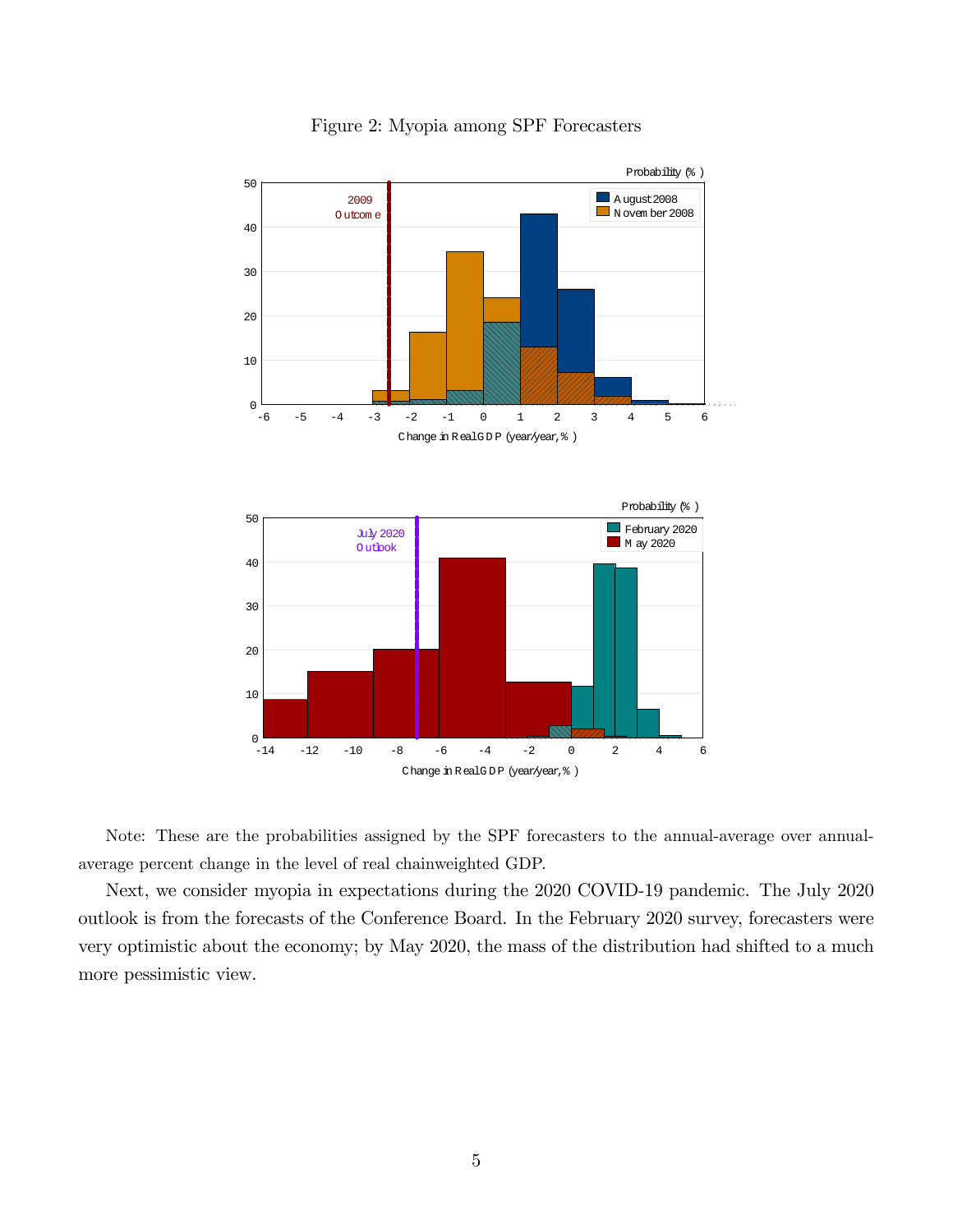Figure 2: Myopia among SPF Forecasters

Note: These are the probabilities assigned by the SPF forecasters to the annual-average over annual-average percent change in the level of real chainweighted GDP.

Next, we consider myopia in expectations during the 2020 COVID-19 pandemic. The July 2020 outlook is from the forecasts of the Conference Board. In the February 2020 survey, forecasters were very optimistic about the economy; by May 2020, the mass of the distribution had shifted to a much more pessimistic view.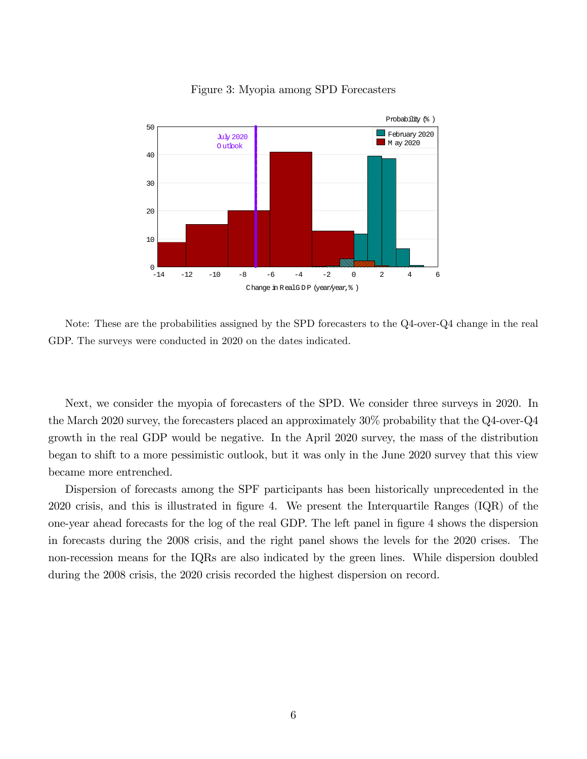Figure 3: Myopia among SPD Forecasters

Note: These are the probabilities assigned by the SPD forecasters to the Q4-over-Q4 change in the real GDP. The surveys were conducted in 2020 on the dates indicated.

Next, we consider the myopia of forecasters of the SPD. We consider three surveys in 2020. In the March 2020 survey, the forecasters placed an approximately 30% probability that the Q4-over-Q4 growth in the real GDP would be negative. In the April 2020 survey, the mass of the distribution began to shift to a more pessimistic outlook, but it was only in the June 2020 survey that this view became more entrenched.

Dispersion of forecasts among the SPF participants has been historically unprecedented in the 2020 crisis, and this is illustrated in figure 4. We present the Interquartile Ranges (IQR) of the one-year ahead forecasts for the log of the real GDP. The left panel in figure 4 shows the dispersion in forecasts during the 2008 crisis, and the right panel shows the levels for the 2020 crises. The non-recession means for the IQRs are also indicated by the green lines. While dispersion doubled during the 2008 crisis, the 2020 crisis recorded the highest dispersion on record.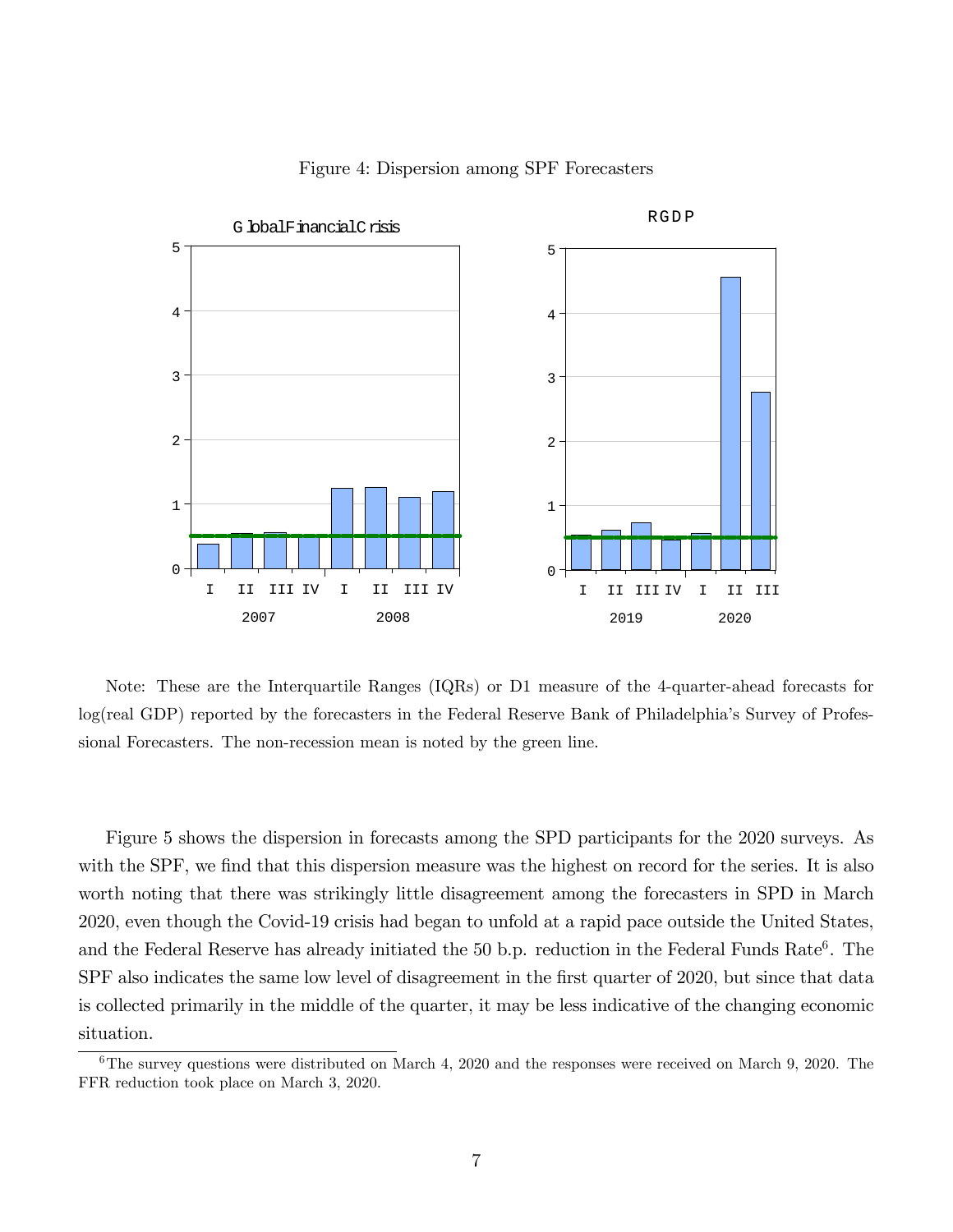Figure 4: Dispersion among SPF Forecasters

Note: These are the Interquartile Ranges (IQRs) or D1 measure of the 4-quarter-ahead forecasts for log(real GDP) reported by the forecasters in the Federal Reserve Bank of Philadelphia's Survey of Professional Forecasters. The non-recession mean is noted by the green line.

Figure 5 shows the dispersion in forecasts among the SPD participants for the 2020 surveys. As with the SPF, we find that this dispersion measure was the highest on record for the series. It is also worth noting that there was strikingly little disagreement among the forecasters in SPD in March 2020, even though the Covid-19 crisis had began to unfold at a rapid pace outside the United States, and the Federal Reserve has already initiated the 50 b.p. reduction in the Federal Funds Rate[6]. The SPF also indicates the same low level of disagreement in the first quarter of 2020, but since that data is collected primarily in the middle of the quarter, it may be less indicative of the changing economic situation.

[6] The survey questions were distributed on March 4, 2020 and the responses were received on March 9, 2020. The FFR reduction took place on March 3, 2020.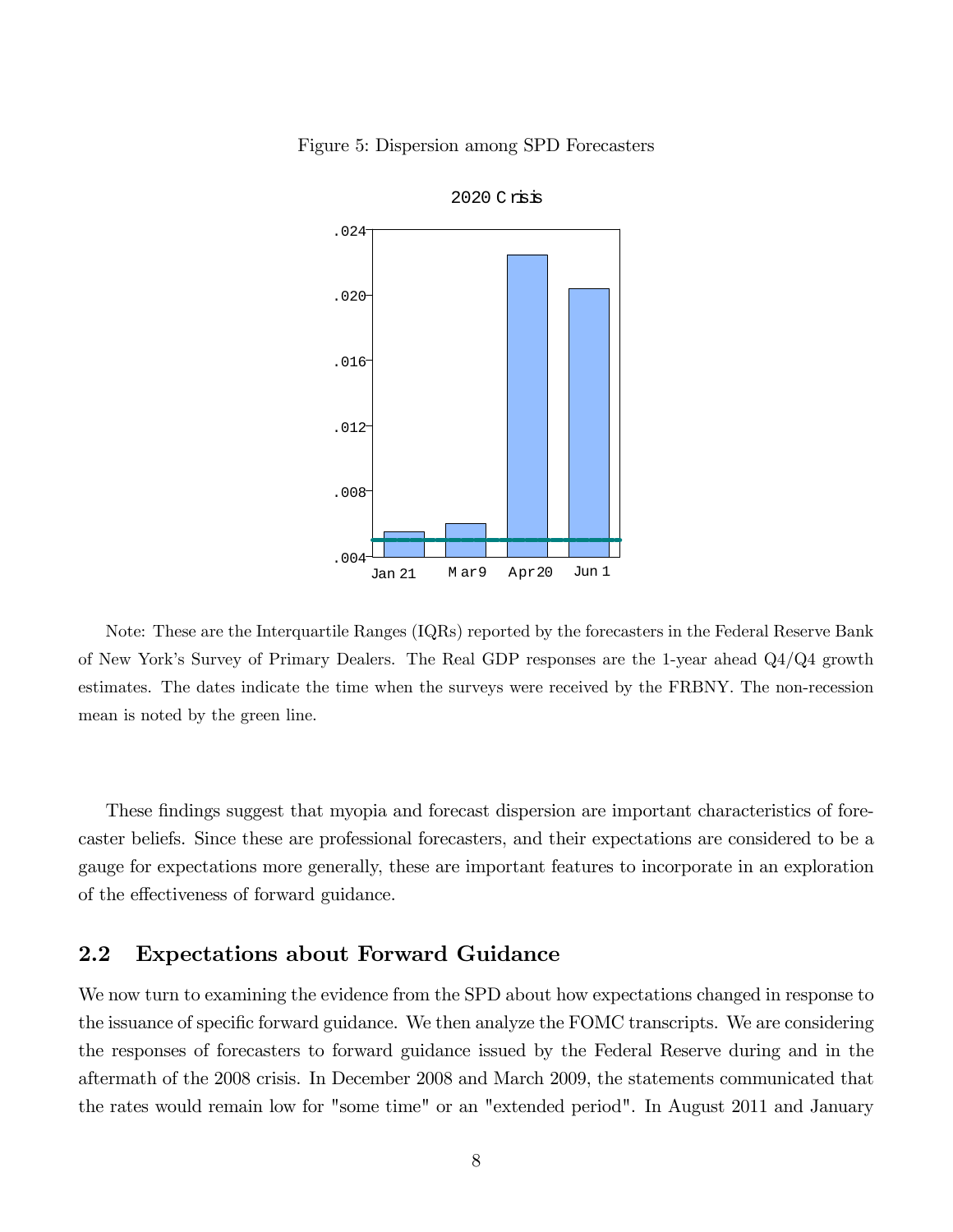Figure 5: Dispersion among SPD Forecasters

Note: These are the Interquartile Ranges (IQRs) reported by the forecasters in the Federal Reserve Bank of New York's Survey of Primary Dealers. The Real GDP responses are the 1-year ahead Q4/Q4 growth estimates. The dates indicate the time when the surveys were received by the FRBNY. The non-recession mean is noted by the green line.

These findings suggest that myopia and forecast dispersion are important characteristics of forecaster beliefs. Since these are professional forecasters, and their expectations are considered to be a gauge for expectations more generally, these are important features to incorporate in an exploration of the effectiveness of forward guidance.

## 2.2 Expectations about Forward Guidance

We now turn to examining the evidence from the SPD about how expectations changed in response to the issuance of specific forward guidance. We then analyze the FOMC transcripts. We are considering the responses of forecasters to forward guidance issued by the Federal Reserve during and in the aftermath of the 2008 crisis. In December 2008 and March 2009, the statements communicated that the rates would remain low for "some time" or an "extended period". In August 2011 and January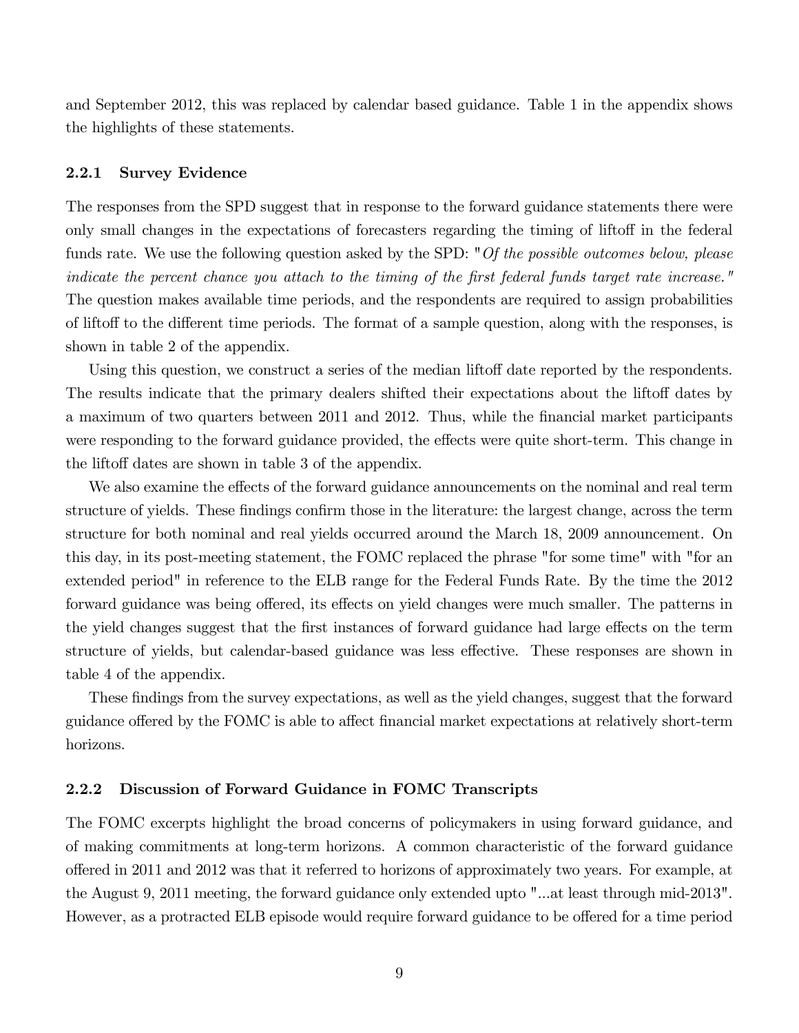and September 2012, this was replaced by calendar based guidance. Table 1 in the appendix shows the highlights of these statements.

### 2.2.1 Survey Evidence

The responses from the SPD suggest that in response to the forward guidance statements there were only small changes in the expectations of forecasters regarding the timing of liftoff in the federal funds rate. We use the following question asked by the SPD: "*Of the possible outcomes below, please indicate the percent chance you attach to the timing of the first federal funds target rate increase.*" The question makes available time periods, and the respondents are required to assign probabilities of liftoff to the different time periods. The format of a sample question, along with the responses, is shown in table 2 of the appendix.

Using this question, we construct a series of the median liftoff date reported by the respondents. The results indicate that the primary dealers shifted their expectations about the liftoff dates by a maximum of two quarters between 2011 and 2012. Thus, while the financial market participants were responding to the forward guidance provided, the effects were quite short-term. This change in the liftoff dates are shown in table 3 of the appendix.

We also examine the effects of the forward guidance announcements on the nominal and real term structure of yields. These findings confirm those in the literature: the largest change, across the term structure for both nominal and real yields occurred around the March 18, 2009 announcement. On this day, in its post-meeting statement, the FOMC replaced the phrase "for some time" with "for an extended period" in reference to the ELB range for the Federal Funds Rate. By the time the 2012 forward guidance was being offered, its effects on yield changes were much smaller. The patterns in the yield changes suggest that the first instances of forward guidance had large effects on the term structure of yields, but calendar-based guidance was less effective. These responses are shown in table 4 of the appendix.

These findings from the survey expectations, as well as the yield changes, suggest that the forward guidance offered by the FOMC is able to affect financial market expectations at relatively short-term horizons.

### 2.2.2 Discussion of Forward Guidance in FOMC Transcripts

The FOMC excerpts highlight the broad concerns of policymakers in using forward guidance, and of making commitments at long-term horizons. A common characteristic of the forward guidance offered in 2011 and 2012 was that it referred to horizons of approximately two years. For example, at the August 9, 2011 meeting, the forward guidance only extended upto "...at least through mid-2013". However, as a protracted ELB episode would require forward guidance to be offered for a time period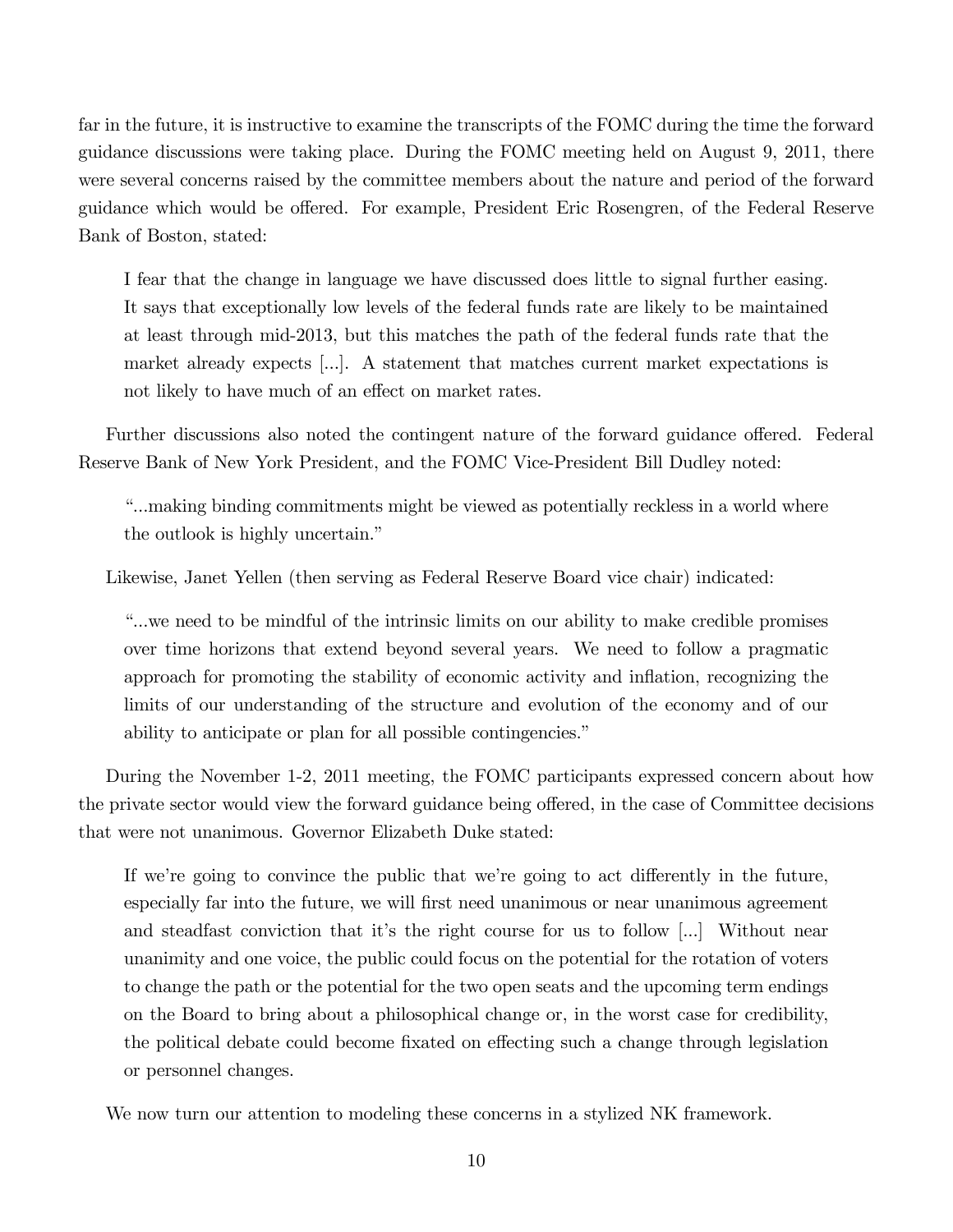far in the future, it is instructive to examine the transcripts of the FOMC during the time the forward guidance discussions were taking place. During the FOMC meeting held on August 9, 2011, there were several concerns raised by the committee members about the nature and period of the forward guidance which would be offered. For example, President Eric Rosengren, of the Federal Reserve Bank of Boston, stated:

> I fear that the change in language we have discussed does little to signal further easing. It says that exceptionally low levels of the federal funds rate are likely to be maintained at least through mid-2013, but this matches the path of the federal funds rate that the market already expects [...]. A statement that matches current market expectations is not likely to have much of an effect on market rates.

Further discussions also noted the contingent nature of the forward guidance offered. Federal Reserve Bank of New York President, and the FOMC Vice-President Bill Dudley noted:

> "...making binding commitments might be viewed as potentially reckless in a world where the outlook is highly uncertain."

Likewise, Janet Yellen (then serving as Federal Reserve Board vice chair) indicated:

> "...we need to be mindful of the intrinsic limits on our ability to make credible promises over time horizons that extend beyond several years. We need to follow a pragmatic approach for promoting the stability of economic activity and inflation, recognizing the limits of our understanding of the structure and evolution of the economy and of our ability to anticipate or plan for all possible contingencies."

During the November 1-2, 2011 meeting, the FOMC participants expressed concern about how the private sector would view the forward guidance being offered, in the case of Committee decisions that were not unanimous. Governor Elizabeth Duke stated:

> If we're going to convince the public that we're going to act differently in the future, especially far into the future, we will first need unanimous or near unanimous agreement and steadfast conviction that it's the right course for us to follow [...] Without near unanimity and one voice, the public could focus on the potential for the rotation of voters to change the path or the potential for the two open seats and the upcoming term endings on the Board to bring about a philosophical change or, in the worst case for credibility, the political debate could become fixated on effecting such a change through legislation or personnel changes.

We now turn our attention to modeling these concerns in a stylized NK framework.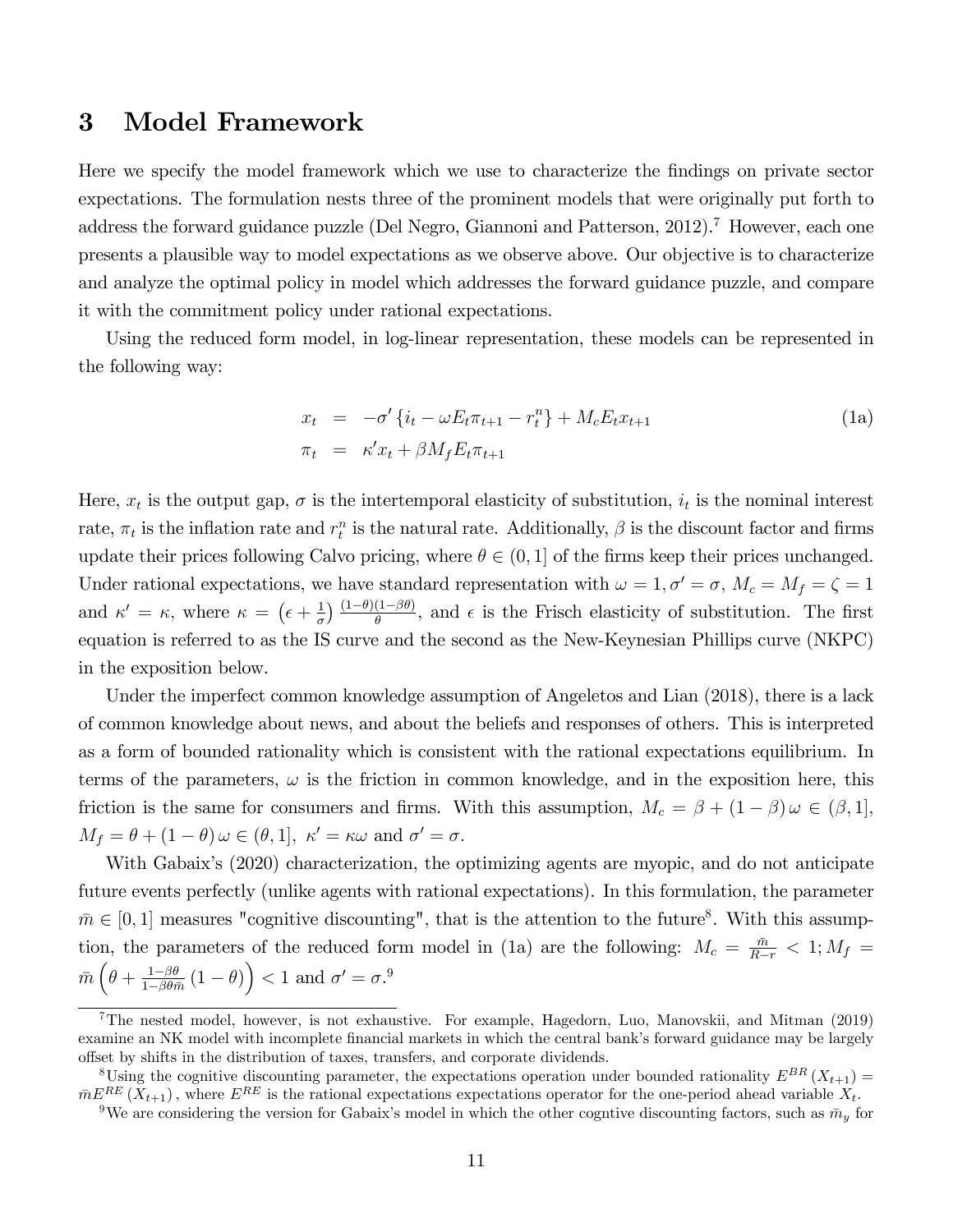# 3 Model Framework

Here we specify the model framework which we use to characterize the findings on private sector expectations. The formulation nests three of the prominent models that were originally put forth to address the forward guidance puzzle (Del Negro, Giannoni and Patterson, 2012).[7] However, each one presents a plausible way to model expectations as we observe above. Our objective is to characterize and analyze the optimal policy in model which addresses the forward guidance puzzle, and compare it with the commitment policy under rational expectations.

Using the reduced form model, in log-linear representation, these models can be represented in the following way:

$$
\begin{aligned}
x_t &= -\sigma' \left\{ i_t - \omega E_t \pi_{t+1} - r_t^n \right\} + M_c E_t x_{t+1} \\
\pi_t &= \kappa' x_t + \beta M_f E_t \pi_{t+1}
\end{aligned}
\tag{1a}
$$

Here, $x_t$ is the output gap, $\sigma$ is the intertemporal elasticity of substitution, $i_t$ is the nominal interest rate, $\pi_t$ is the inflation rate and $r_t^n$ is the natural rate. Additionally, $\beta$ is the discount factor and firms update their prices following Calvo pricing, where $\theta \in (0, 1]$ of the firms keep their prices unchanged. Under rational expectations, we have standard representation with $\omega = 1, \sigma' = \sigma$, $M_c = M_f = \zeta = 1$ and $\kappa' = \kappa$, where $\kappa = \left(\epsilon + \frac{1}{\sigma}\right) \frac{(1-\theta)(1-\beta\theta)}{\theta}$, and $\epsilon$ is the Frisch elasticity of substitution. The first equation is referred to as the IS curve and the second as the New-Keynesian Phillips curve (NKPC) in the exposition below.

Under the imperfect common knowledge assumption of Angeletos and Lian (2018), there is a lack of common knowledge about news, and about the beliefs and responses of others. This is interpreted as a form of bounded rationality which is consistent with the rational expectations equilibrium. In terms of the parameters, $\omega$ is the friction in common knowledge, and in the exposition here, this friction is the same for consumers and firms. With this assumption, $M_c = \beta + (1-\beta)\omega \in (\beta, 1]$, $M_f = \theta + (1-\theta)\omega \in (\theta, 1]$, $\kappa' = \kappa\omega$ and $\sigma' = \sigma$.

With Gabaix's (2020) characterization, the optimizing agents are myopic, and do not anticipate future events perfectly (unlike agents with rational expectations). In this formulation, the parameter $\bar{m} \in [0, 1]$ measures "cognitive discounting", that is the attention to the future[8]. With this assumption, the parameters of the reduced form model in (1a) are the following: $M_c = \frac{\bar{m}}{R-r} < 1; M_f = \bar{m}\left(\theta + \frac{1-\beta\theta}{1-\beta\theta\bar{m}}(1-\theta)\right) < 1$ and $\sigma' = \sigma$.[9]

---

[7] The nested model, however, is not exhaustive. For example, Hagedorn, Luo, Manovskii, and Mitman (2019) examine an NK model with incomplete financial markets in which the central bank's forward guidance may be largely offset by shifts in the distribution of taxes, transfers, and corporate dividends.

[8] Using the cognitive discounting parameter, the expectations operation under bounded rationality $E^{BR}(X_{t+1}) = \bar{m}E^{RE}(X_{t+1})$, where $E^{RE}$ is the rational expectations expectations operator for the one-period ahead variable $X_t$.

[9] We are considering the version for Gabaix's model in which the other cogntive discounting factors, such as $\bar{m}_y$ for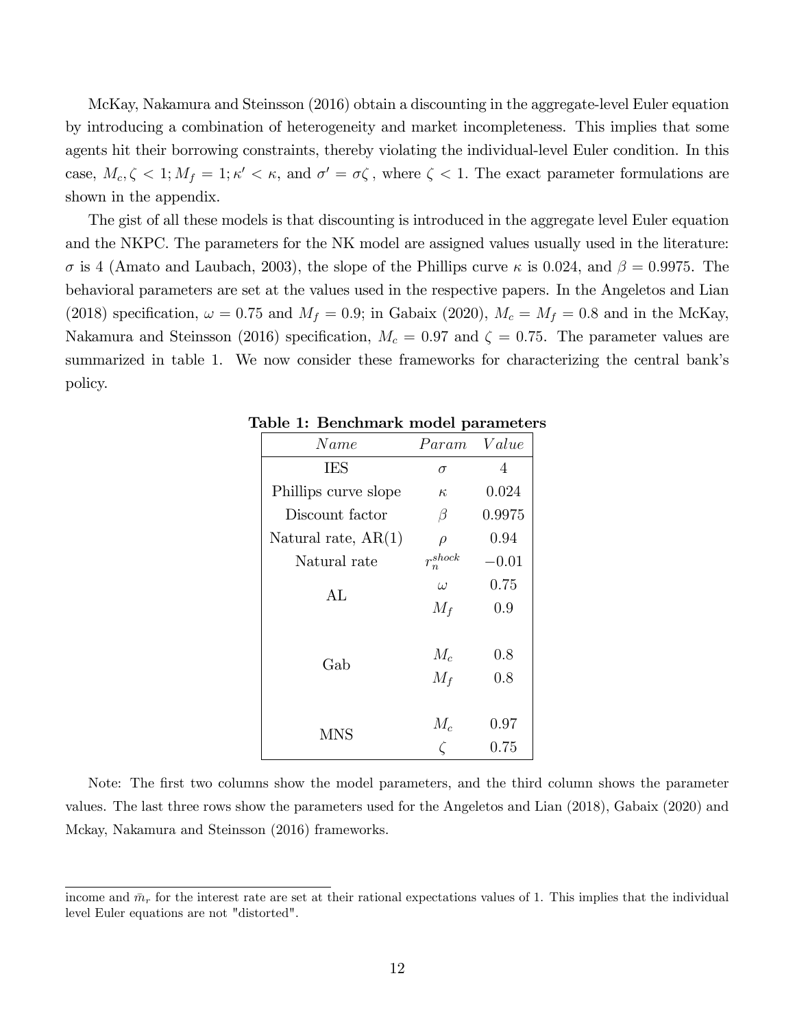McKay, Nakamura and Steinsson (2016) obtain a discounting in the aggregate-level Euler equation by introducing a combination of heterogeneity and market incompleteness. This implies that some agents hit their borrowing constraints, thereby violating the individual-level Euler condition. In this case, $M_c, \zeta < 1; M_f = 1; \kappa' < \kappa$, and $\sigma' = \sigma\zeta$ , where $\zeta < 1$. The exact parameter formulations are shown in the appendix.

The gist of all these models is that discounting is introduced in the aggregate level Euler equation and the NKPC. The parameters for the NK model are assigned values usually used in the literature: $\sigma$ is 4 (Amato and Laubach, 2003), the slope of the Phillips curve $\kappa$ is 0.024, and $\beta = 0.9975$. The behavioral parameters are set at the values used in the respective papers. In the Angeletos and Lian (2018) specification, $\omega = 0.75$ and $M_f = 0.9$; in Gabaix (2020), $M_c = M_f = 0.8$ and in the McKay, Nakamura and Steinsson (2016) specification, $M_c = 0.97$ and $\zeta = 0.75$. The parameter values are summarized in table 1. We now consider these frameworks for characterizing the central bank's policy.

**Table 1: Benchmark model parameters**

| *Name* | *Param* | *Value* |
|---|---|---|
| IES | $\sigma$ | 4 |
| Phillips curve slope | $\kappa$ | 0.024 |
| Discount factor | $\beta$ | 0.9975 |
| Natural rate, AR(1) | $\rho$ | 0.94 |
| Natural rate | $r_n^{shock}$ | $-0.01$ |
| AL | $\omega$ | 0.75 |
| | $M_f$ | 0.9 |
| Gab | $M_c$ | 0.8 |
| | $M_f$ | 0.8 |
| MNS | $M_c$ | 0.97 |
| | $\zeta$ | 0.75 |

Note: The first two columns show the model parameters, and the third column shows the parameter values. The last three rows show the parameters used for the Angeletos and Lian (2018), Gabaix (2020) and Mckay, Nakamura and Steinsson (2016) frameworks.

income and $\bar{m}_r$ for the interest rate are set at their rational expectations values of 1. This implies that the individual level Euler equations are not "distorted".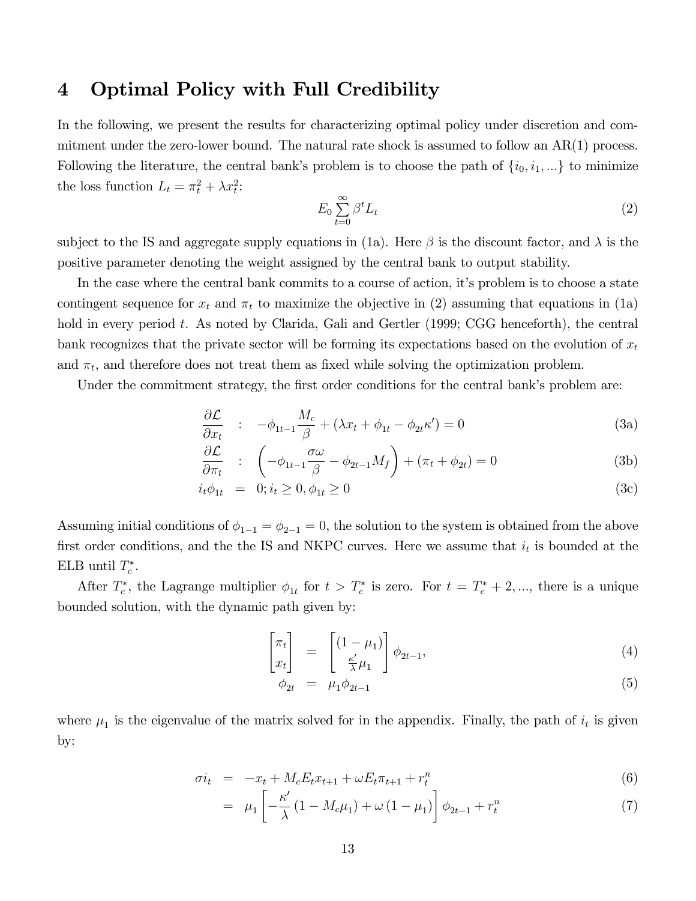# 4 Optimal Policy with Full Credibility

In the following, we present the results for characterizing optimal policy under discretion and commitment under the zero-lower bound. The natural rate shock is assumed to follow an AR(1) process. Following the literature, the central bank's problem is to choose the path of $\{i_0, i_1, ...\}$ to minimize the loss function $L_t = \pi_t^2 + \lambda x_t^2$:

$$E_0 \sum_{t=0}^{\infty} \beta^t L_t \tag{2}$$

subject to the IS and aggregate supply equations in (1a). Here $\beta$ is the discount factor, and $\lambda$ is the positive parameter denoting the weight assigned by the central bank to output stability.

In the case where the central bank commits to a course of action, it's problem is to choose a state contingent sequence for $x_t$ and $\pi_t$ to maximize the objective in (2) assuming that equations in (1a) hold in every period $t$. As noted by Clarida, Gali and Gertler (1999; CGG henceforth), the central bank recognizes that the private sector will be forming its expectations based on the evolution of $x_t$ and $\pi_t$, and therefore does not treat them as fixed while solving the optimization problem.

Under the commitment strategy, the first order conditions for the central bank's problem are:

$$\frac{\partial \mathcal{L}}{\partial x_t} \quad : \quad -\phi_{1t-1}\frac{M_c}{\beta} + (\lambda x_t + \phi_{1t} - \phi_{2t}\kappa') = 0 \tag{3a}$$

$$\frac{\partial \mathcal{L}}{\partial \pi_t} \quad : \quad \left(-\phi_{1t-1}\frac{\sigma\omega}{\beta} - \phi_{2t-1}M_f\right) + (\pi_t + \phi_{2t}) = 0 \tag{3b}$$

$$i_t\phi_{1t} \quad = \quad 0; i_t \geq 0, \phi_{1t} \geq 0 \tag{3c}$$

Assuming initial conditions of $\phi_{1-1} = \phi_{2-1} = 0$, the solution to the system is obtained from the above first order conditions, and the the IS and NKPC curves. Here we assume that $i_t$ is bounded at the ELB until $T_c^*$.

After $T_c^*$, the Lagrange multiplier $\phi_{1t}$ for $t > T_c^*$ is zero. For $t = T_c^* + 2, ...$, there is a unique bounded solution, with the dynamic path given by:

$$\begin{bmatrix} \pi_t \\ x_t \end{bmatrix} = \begin{bmatrix} (1-\mu_1) \\ \frac{\kappa'}{\lambda}\mu_1 \end{bmatrix} \phi_{2t-1}, \tag{4}$$

$$\phi_{2t} = \mu_1 \phi_{2t-1} \tag{5}$$

where $\mu_1$ is the eigenvalue of the matrix solved for in the appendix. Finally, the path of $i_t$ is given by:

$$\sigma i_t = -x_t + M_c E_t x_{t+1} + \omega E_t \pi_{t+1} + r_t^n \tag{6}$$

$$= \mu_1 \left[ -\frac{\kappa'}{\lambda}(1 - M_c\mu_1) + \omega(1 - \mu_1) \right] \phi_{2t-1} + r_t^n \tag{7}$$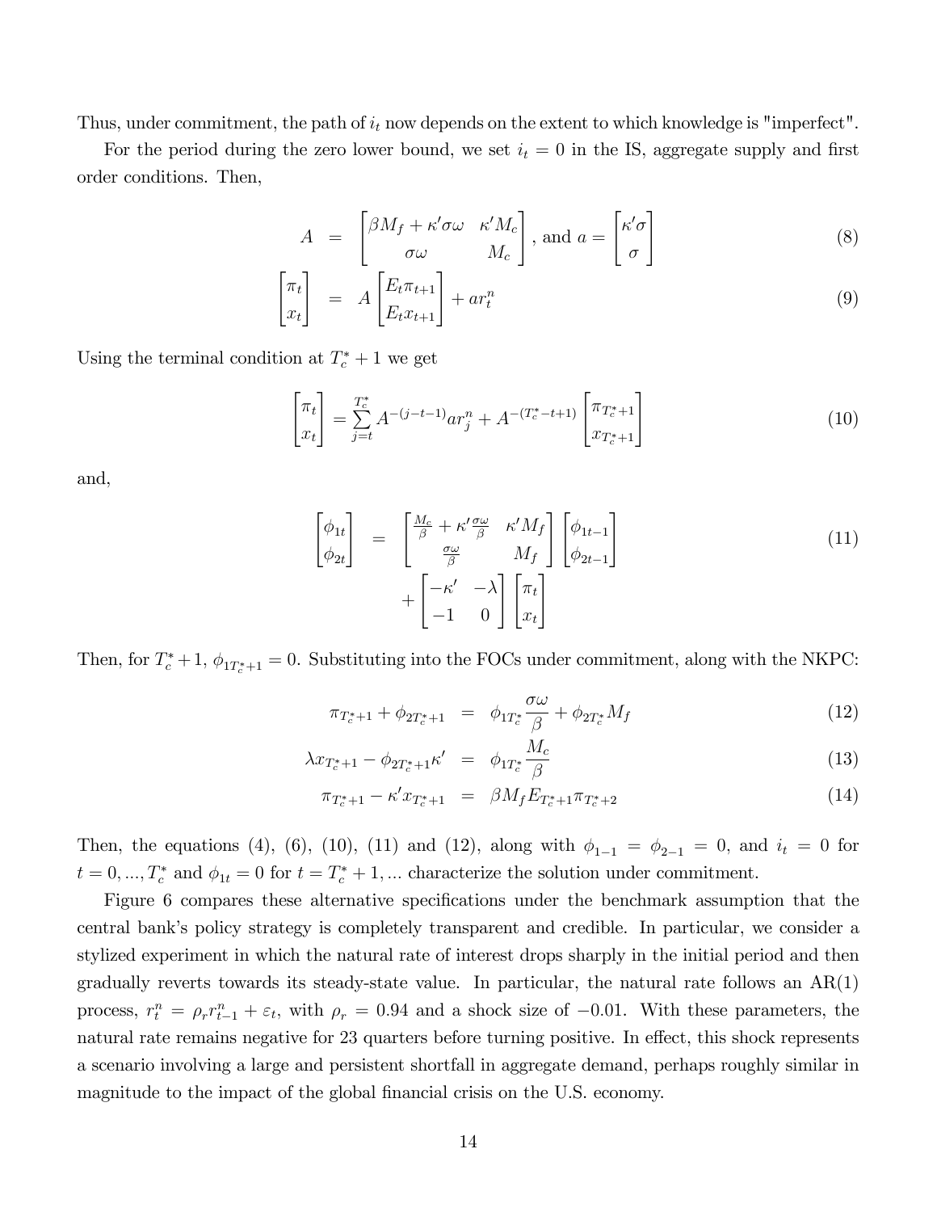Thus, under commitment, the path of $i_t$ now depends on the extent to which knowledge is "imperfect".

For the period during the zero lower bound, we set $i_t = 0$ in the IS, aggregate supply and first order conditions. Then,

$$
\begin{aligned}
A &= \begin{bmatrix} \beta M_f + \kappa' \sigma \omega & \kappa' M_c \\ \sigma \omega & M_c \end{bmatrix}, \text{ and } a = \begin{bmatrix} \kappa' \sigma \\ \sigma \end{bmatrix} && (8) \\
\begin{bmatrix} \pi_t \\ x_t \end{bmatrix} &= A \begin{bmatrix} E_t \pi_{t+1} \\ E_t x_{t+1} \end{bmatrix} + a r_t^n && (9)
\end{aligned}
$$

Using the terminal condition at $T_c^* + 1$ we get

$$
\begin{bmatrix} \pi_t \\ x_t \end{bmatrix} = \sum_{j=t}^{T_c^*} A^{-(j-t-1)} a r_j^n + A^{-(T_c^* - t + 1)} \begin{bmatrix} \pi_{T_c^*+1} \\ x_{T_c^*+1} \end{bmatrix} \tag{10}
$$

and,

$$
\begin{aligned}
\begin{bmatrix} \phi_{1t} \\ \phi_{2t} \end{bmatrix} &= \begin{bmatrix} \frac{M_c}{\beta} + \kappa' \frac{\sigma \omega}{\beta} & \kappa' M_f \\ \frac{\sigma \omega}{\beta} & M_f \end{bmatrix} \begin{bmatrix} \phi_{1t-1} \\ \phi_{2t-1} \end{bmatrix} \\
&\quad + \begin{bmatrix} -\kappa' & -\lambda \\ -1 & 0 \end{bmatrix} \begin{bmatrix} \pi_t \\ x_t \end{bmatrix}
\end{aligned} \tag{11}
$$

Then, for $T_c^* + 1$, $\phi_{1T_c^*+1} = 0$. Substituting into the FOCs under commitment, along with the NKPC:

$$
\begin{aligned}
\pi_{T_c^*+1} + \phi_{2T_c^*+1} &= \phi_{1T_c^*} \frac{\sigma \omega}{\beta} + \phi_{2T_c^*} M_f && (12) \\
\lambda x_{T_c^*+1} - \phi_{2T_c^*+1} \kappa' &= \phi_{1T_c^*} \frac{M_c}{\beta} && (13) \\
\pi_{T_c^*+1} - \kappa' x_{T_c^*+1} &= \beta M_f E_{T_c^*+1} \pi_{T_c^*+2} && (14)
\end{aligned}
$$

Then, the equations (4), (6), (10), (11) and (12), along with $\phi_{1-1} = \phi_{2-1} = 0$, and $i_t = 0$ for $t = 0, ..., T_c^*$ and $\phi_{1t} = 0$ for $t = T_c^* + 1, ...$ characterize the solution under commitment.

Figure 6 compares these alternative specifications under the benchmark assumption that the central bank's policy strategy is completely transparent and credible. In particular, we consider a stylized experiment in which the natural rate of interest drops sharply in the initial period and then gradually reverts towards its steady-state value. In particular, the natural rate follows an AR(1) process, $r_t^n = \rho_r r_{t-1}^n + \varepsilon_t$, with $\rho_r = 0.94$ and a shock size of $-0.01$. With these parameters, the natural rate remains negative for 23 quarters before turning positive. In effect, this shock represents a scenario involving a large and persistent shortfall in aggregate demand, perhaps roughly similar in magnitude to the impact of the global financial crisis on the U.S. economy.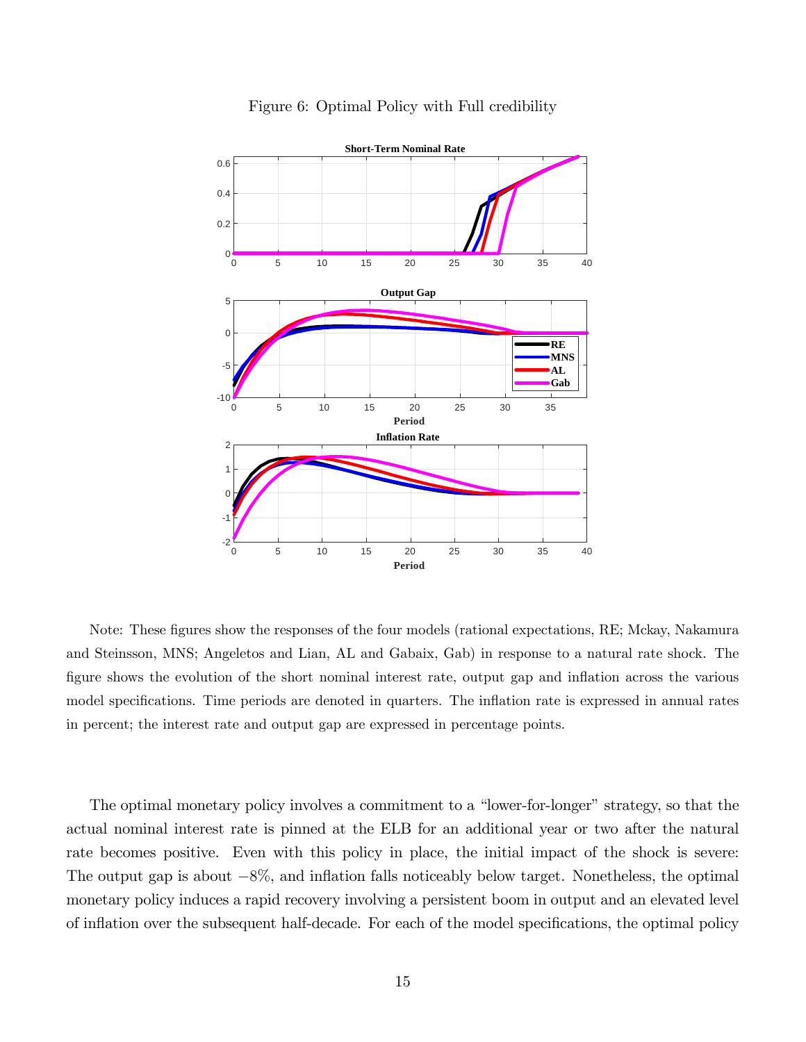Figure 6: Optimal Policy with Full credibility

Note: These figures show the responses of the four models (rational expectations, RE; Mckay, Nakamura and Steinsson, MNS; Angeletos and Lian, AL and Gabaix, Gab) in response to a natural rate shock. The figure shows the evolution of the short nominal interest rate, output gap and inflation across the various model specifications. Time periods are denoted in quarters. The inflation rate is expressed in annual rates in percent; the interest rate and output gap are expressed in percentage points.

The optimal monetary policy involves a commitment to a "lower-for-longer" strategy, so that the actual nominal interest rate is pinned at the ELB for an additional year or two after the natural rate becomes positive. Even with this policy in place, the initial impact of the shock is severe: The output gap is about $-8\%$, and inflation falls noticeably below target. Nonetheless, the optimal monetary policy induces a rapid recovery involving a persistent boom in output and an elevated level of inflation over the subsequent half-decade. For each of the model specifications, the optimal policy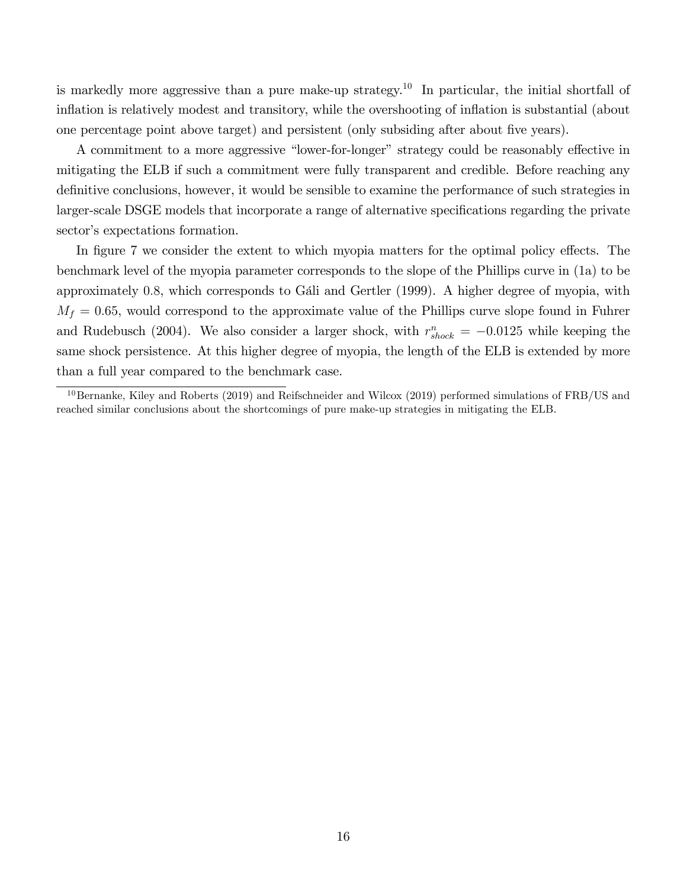is markedly more aggressive than a pure make-up strategy.[10] In particular, the initial shortfall of inflation is relatively modest and transitory, while the overshooting of inflation is substantial (about one percentage point above target) and persistent (only subsiding after about five years).

A commitment to a more aggressive "lower-for-longer" strategy could be reasonably effective in mitigating the ELB if such a commitment were fully transparent and credible. Before reaching any definitive conclusions, however, it would be sensible to examine the performance of such strategies in larger-scale DSGE models that incorporate a range of alternative specifications regarding the private sector's expectations formation.

In figure 7 we consider the extent to which myopia matters for the optimal policy effects. The benchmark level of the myopia parameter corresponds to the slope of the Phillips curve in (1a) to be approximately 0.8, which corresponds to Gáli and Gertler (1999). A higher degree of myopia, with $M_f = 0.65$, would correspond to the approximate value of the Phillips curve slope found in Fuhrer and Rudebusch (2004). We also consider a larger shock, with $r^n_{shock} = -0.0125$ while keeping the same shock persistence. At this higher degree of myopia, the length of the ELB is extended by more than a full year compared to the benchmark case.

[10] Bernanke, Kiley and Roberts (2019) and Reifschneider and Wilcox (2019) performed simulations of FRB/US and reached similar conclusions about the shortcomings of pure make-up strategies in mitigating the ELB.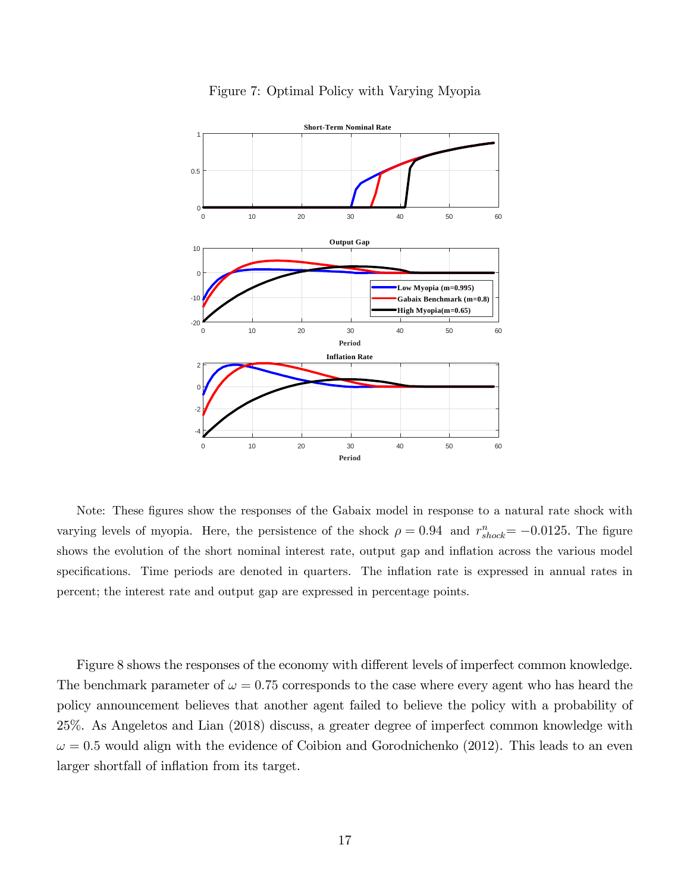Figure 7: Optimal Policy with Varying Myopia

Note: These figures show the responses of the Gabaix model in response to a natural rate shock with varying levels of myopia. Here, the persistence of the shock $\rho = 0.94$ and $r^n_{shock} = -0.0125$. The figure shows the evolution of the short nominal interest rate, output gap and inflation across the various model specifications. Time periods are denoted in quarters. The inflation rate is expressed in annual rates in percent; the interest rate and output gap are expressed in percentage points.

Figure 8 shows the responses of the economy with different levels of imperfect common knowledge. The benchmark parameter of $\omega = 0.75$ corresponds to the case where every agent who has heard the policy announcement believes that another agent failed to believe the policy with a probability of 25%. As Angeletos and Lian (2018) discuss, a greater degree of imperfect common knowledge with $\omega = 0.5$ would align with the evidence of Coibion and Gorodnichenko (2012). This leads to an even larger shortfall of inflation from its target.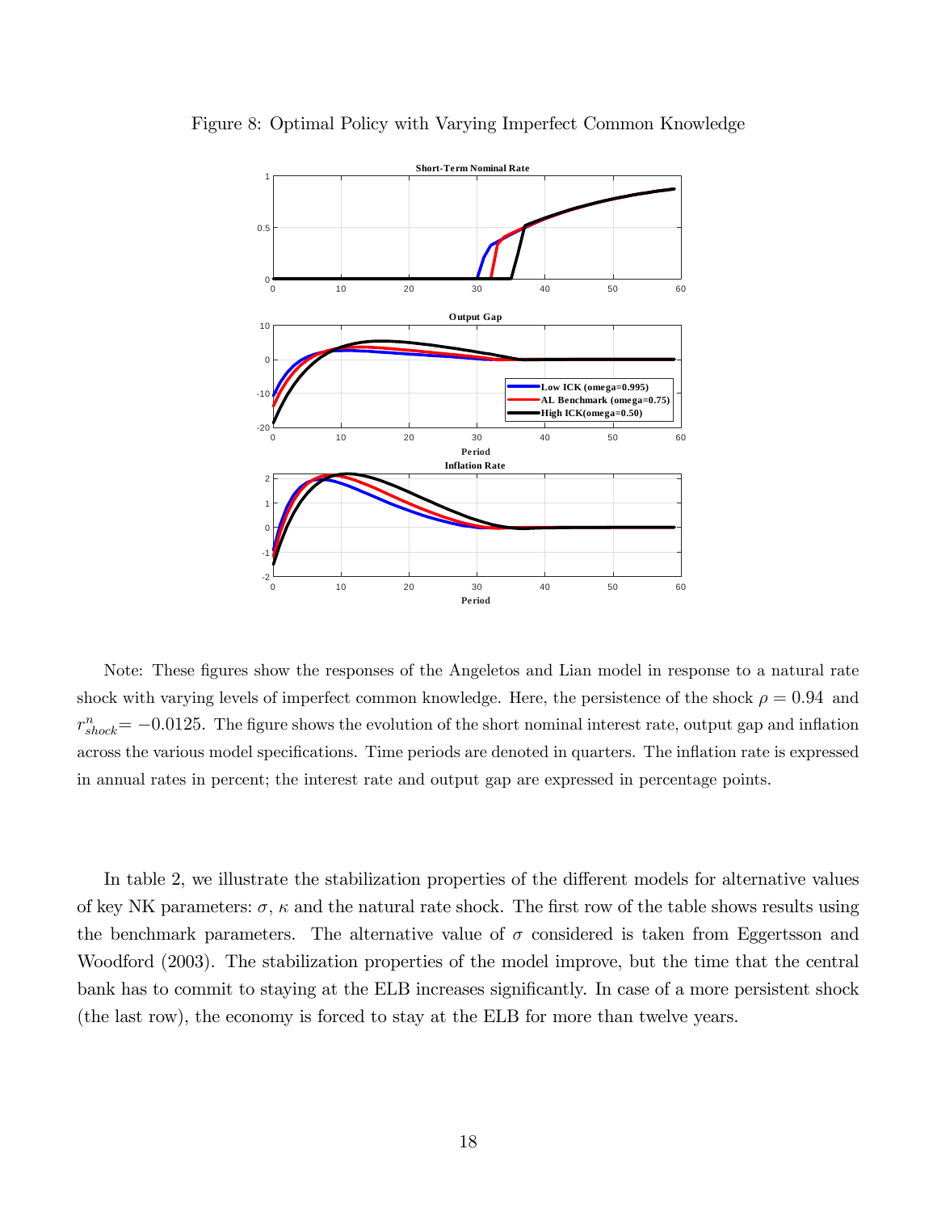Figure 8: Optimal Policy with Varying Imperfect Common Knowledge

Note: These figures show the responses of the Angeletos and Lian model in response to a natural rate shock with varying levels of imperfect common knowledge. Here, the persistence of the shock $\rho = 0.94$ and $r^n_{shock} = -0.0125$. The figure shows the evolution of the short nominal interest rate, output gap and inflation across the various model specifications. Time periods are denoted in quarters. The inflation rate is expressed in annual rates in percent; the interest rate and output gap are expressed in percentage points.

In table 2, we illustrate the stabilization properties of the different models for alternative values of key NK parameters: $\sigma$, $\kappa$ and the natural rate shock. The first row of the table shows results using the benchmark parameters. The alternative value of $\sigma$ considered is taken from Eggertsson and Woodford (2003). The stabilization properties of the model improve, but the time that the central bank has to commit to staying at the ELB increases significantly. In case of a more persistent shock (the last row), the economy is forced to stay at the ELB for more than twelve years.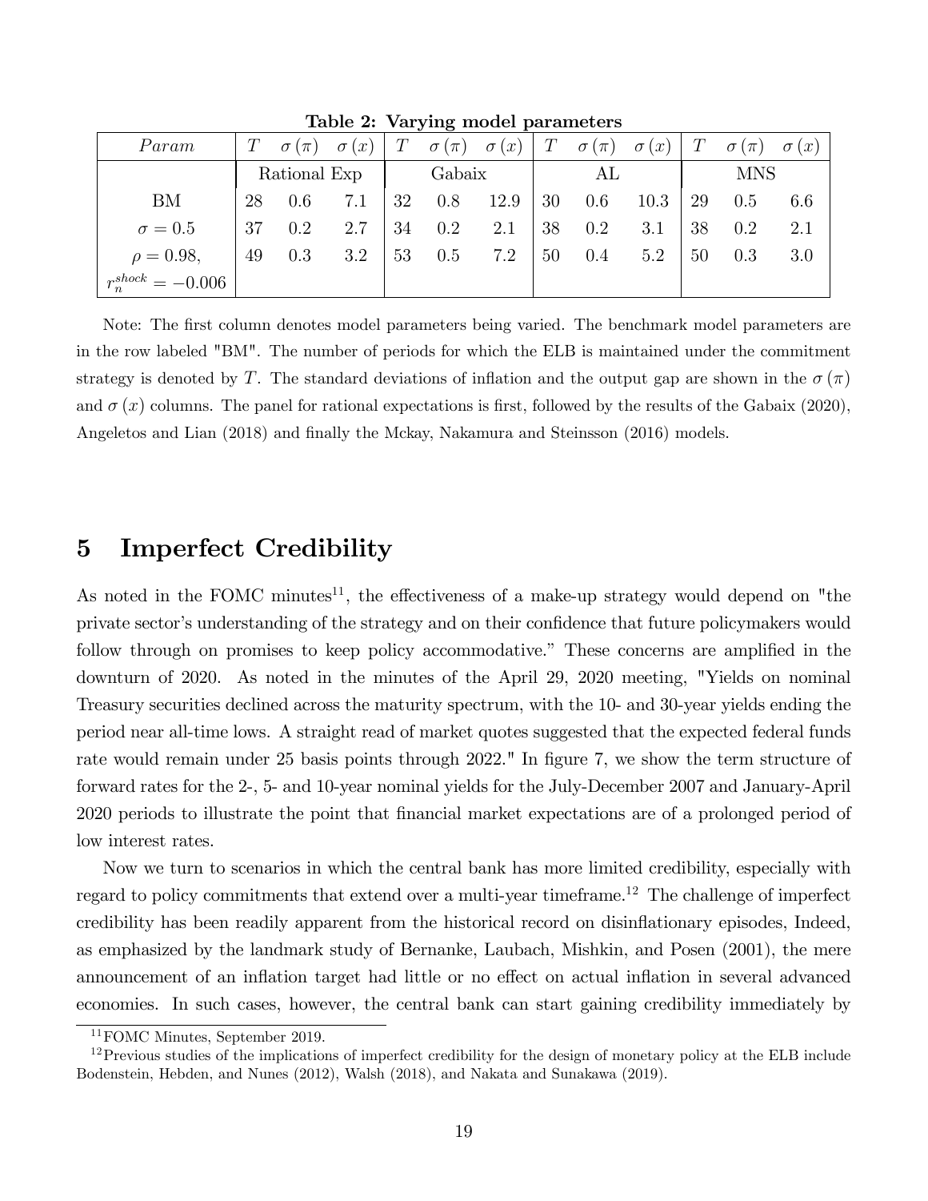**Table 2: Varying model parameters**

| $Param$ | $T$ | $\sigma(\pi)$ | $\sigma(x)$ | $T$ | $\sigma(\pi)$ | $\sigma(x)$ | $T$ | $\sigma(\pi)$ | $\sigma(x)$ | $T$ | $\sigma(\pi)$ | $\sigma(x)$ |
|---|---|---|---|---|---|---|---|---|---|---|---|---|
| | Rational Exp | | | Gabaix | | | AL | | | MNS | | |
| BM | 28 | 0.6 | 7.1 | 32 | 0.8 | 12.9 | 30 | 0.6 | 10.3 | 29 | 0.5 | 6.6 |
| $\sigma = 0.5$ | 37 | 0.2 | 2.7 | 34 | 0.2 | 2.1 | 38 | 0.2 | 3.1 | 38 | 0.2 | 2.1 |
| $\rho = 0.98$, $r_n^{shock} = -0.006$ | 49 | 0.3 | 3.2 | 53 | 0.5 | 7.2 | 50 | 0.4 | 5.2 | 50 | 0.3 | 3.0 |

Note: The first column denotes model parameters being varied. The benchmark model parameters are in the row labeled "BM". The number of periods for which the ELB is maintained under the commitment strategy is denoted by $T$. The standard deviations of inflation and the output gap are shown in the $\sigma(\pi)$ and $\sigma(x)$ columns. The panel for rational expectations is first, followed by the results of the Gabaix (2020), Angeletos and Lian (2018) and finally the Mckay, Nakamura and Steinsson (2016) models.

# 5 Imperfect Credibility

As noted in the FOMC minutes[11], the effectiveness of a make-up strategy would depend on "the private sector's understanding of the strategy and on their confidence that future policymakers would follow through on promises to keep policy accommodative." These concerns are amplified in the downturn of 2020. As noted in the minutes of the April 29, 2020 meeting, "Yields on nominal Treasury securities declined across the maturity spectrum, with the 10- and 30-year yields ending the period near all-time lows. A straight read of market quotes suggested that the expected federal funds rate would remain under 25 basis points through 2022." In figure 7, we show the term structure of forward rates for the 2-, 5- and 10-year nominal yields for the July-December 2007 and January-April 2020 periods to illustrate the point that financial market expectations are of a prolonged period of low interest rates.

Now we turn to scenarios in which the central bank has more limited credibility, especially with regard to policy commitments that extend over a multi-year timeframe.[12] The challenge of imperfect credibility has been readily apparent from the historical record on disinflationary episodes, Indeed, as emphasized by the landmark study of Bernanke, Laubach, Mishkin, and Posen (2001), the mere announcement of an inflation target had little or no effect on actual inflation in several advanced economies. In such cases, however, the central bank can start gaining credibility immediately by

[11] FOMC Minutes, September 2019.

[12] Previous studies of the implications of imperfect credibility for the design of monetary policy at the ELB include Bodenstein, Hebden, and Nunes (2012), Walsh (2018), and Nakata and Sunakawa (2019).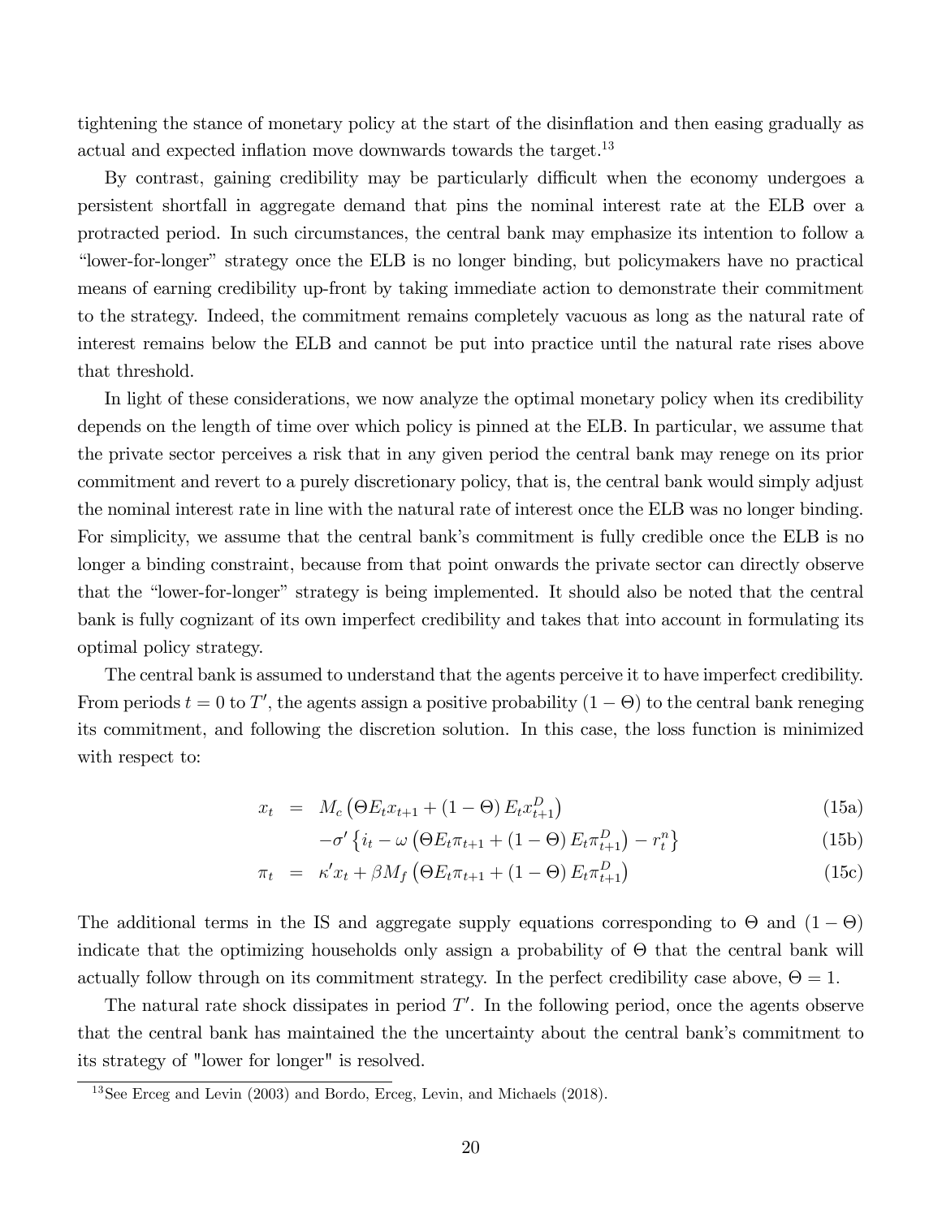tightening the stance of monetary policy at the start of the disinflation and then easing gradually as actual and expected inflation move downwards towards the target.[13]

By contrast, gaining credibility may be particularly difficult when the economy undergoes a persistent shortfall in aggregate demand that pins the nominal interest rate at the ELB over a protracted period. In such circumstances, the central bank may emphasize its intention to follow a "lower-for-longer" strategy once the ELB is no longer binding, but policymakers have no practical means of earning credibility up-front by taking immediate action to demonstrate their commitment to the strategy. Indeed, the commitment remains completely vacuous as long as the natural rate of interest remains below the ELB and cannot be put into practice until the natural rate rises above that threshold.

In light of these considerations, we now analyze the optimal monetary policy when its credibility depends on the length of time over which policy is pinned at the ELB. In particular, we assume that the private sector perceives a risk that in any given period the central bank may renege on its prior commitment and revert to a purely discretionary policy, that is, the central bank would simply adjust the nominal interest rate in line with the natural rate of interest once the ELB was no longer binding. For simplicity, we assume that the central bank's commitment is fully credible once the ELB is no longer a binding constraint, because from that point onwards the private sector can directly observe that the "lower-for-longer" strategy is being implemented. It should also be noted that the central bank is fully cognizant of its own imperfect credibility and takes that into account in formulating its optimal policy strategy.

The central bank is assumed to understand that the agents perceive it to have imperfect credibility. From periods $t = 0$ to $T'$, the agents assign a positive probability $(1 - \Theta)$ to the central bank reneging its commitment, and following the discretion solution. In this case, the loss function is minimized with respect to:

$$x_t = M_c \left( \Theta E_t x_{t+1} + (1 - \Theta) E_t x_{t+1}^D \right) \tag{15a}$$

$$-\sigma' \left\{ i_t - \omega \left( \Theta E_t \pi_{t+1} + (1 - \Theta) E_t \pi_{t+1}^D \right) - r_t^n \right\} \tag{15b}$$

$$\pi_t = \kappa' x_t + \beta M_f \left( \Theta E_t \pi_{t+1} + (1 - \Theta) E_t \pi_{t+1}^D \right) \tag{15c}$$

The additional terms in the IS and aggregate supply equations corresponding to $\Theta$ and $(1 - \Theta)$ indicate that the optimizing households only assign a probability of $\Theta$ that the central bank will actually follow through on its commitment strategy. In the perfect credibility case above, $\Theta = 1$.

The natural rate shock dissipates in period $T'$. In the following period, once the agents observe that the central bank has maintained the the uncertainty about the central bank's commitment to its strategy of "lower for longer" is resolved.

[13] See Erceg and Levin (2003) and Bordo, Erceg, Levin, and Michaels (2018).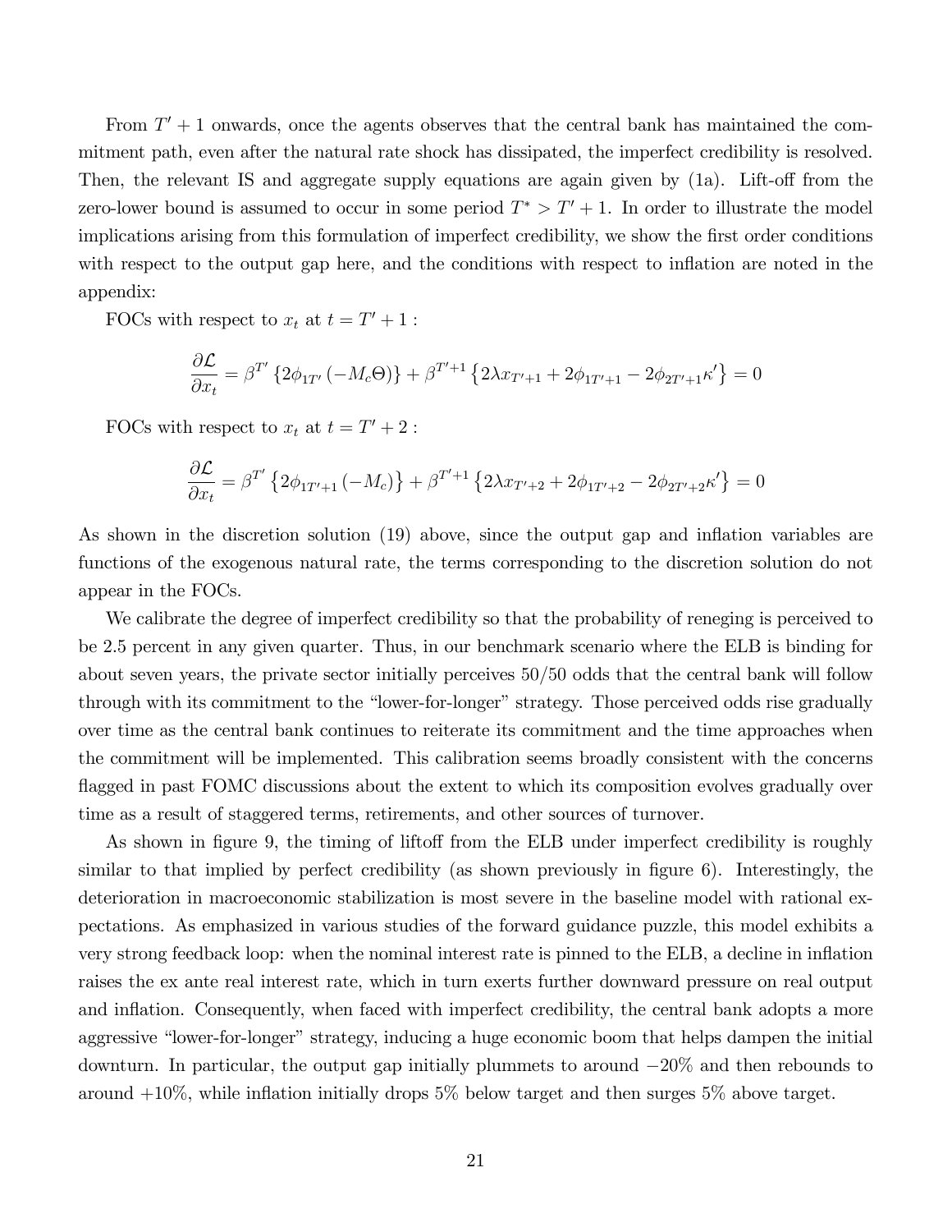From $T' + 1$ onwards, once the agents observes that the central bank has maintained the commitment path, even after the natural rate shock has dissipated, the imperfect credibility is resolved. Then, the relevant IS and aggregate supply equations are again given by (1a). Lift-off from the zero-lower bound is assumed to occur in some period $T^* > T' + 1$. In order to illustrate the model implications arising from this formulation of imperfect credibility, we show the first order conditions with respect to the output gap here, and the conditions with respect to inflation are noted in the appendix:

FOCs with respect to $x_t$ at $t = T' + 1$ :

$$\frac{\partial \mathcal{L}}{\partial x_t} = \beta^{T'} \left\{ 2\phi_{1T'} \left( -M_c \Theta \right) \right\} + \beta^{T'+1} \left\{ 2\lambda x_{T'+1} + 2\phi_{1T'+1} - 2\phi_{2T'+1}\kappa' \right\} = 0$$

FOCs with respect to $x_t$ at $t = T' + 2$ :

$$\frac{\partial \mathcal{L}}{\partial x_t} = \beta^{T'} \left\{ 2\phi_{1T'+1} \left( -M_c \right) \right\} + \beta^{T'+1} \left\{ 2\lambda x_{T'+2} + 2\phi_{1T'+2} - 2\phi_{2T'+2}\kappa' \right\} = 0$$

As shown in the discretion solution (19) above, since the output gap and inflation variables are functions of the exogenous natural rate, the terms corresponding to the discretion solution do not appear in the FOCs.

We calibrate the degree of imperfect credibility so that the probability of reneging is perceived to be 2.5 percent in any given quarter. Thus, in our benchmark scenario where the ELB is binding for about seven years, the private sector initially perceives 50/50 odds that the central bank will follow through with its commitment to the "lower-for-longer" strategy. Those perceived odds rise gradually over time as the central bank continues to reiterate its commitment and the time approaches when the commitment will be implemented. This calibration seems broadly consistent with the concerns flagged in past FOMC discussions about the extent to which its composition evolves gradually over time as a result of staggered terms, retirements, and other sources of turnover.

As shown in figure 9, the timing of liftoff from the ELB under imperfect credibility is roughly similar to that implied by perfect credibility (as shown previously in figure 6). Interestingly, the deterioration in macroeconomic stabilization is most severe in the baseline model with rational expectations. As emphasized in various studies of the forward guidance puzzle, this model exhibits a very strong feedback loop: when the nominal interest rate is pinned to the ELB, a decline in inflation raises the ex ante real interest rate, which in turn exerts further downward pressure on real output and inflation. Consequently, when faced with imperfect credibility, the central bank adopts a more aggressive "lower-for-longer" strategy, inducing a huge economic boom that helps dampen the initial downturn. In particular, the output gap initially plummets to around $-20\%$ and then rebounds to around $+10\%$, while inflation initially drops 5% below target and then surges 5% above target.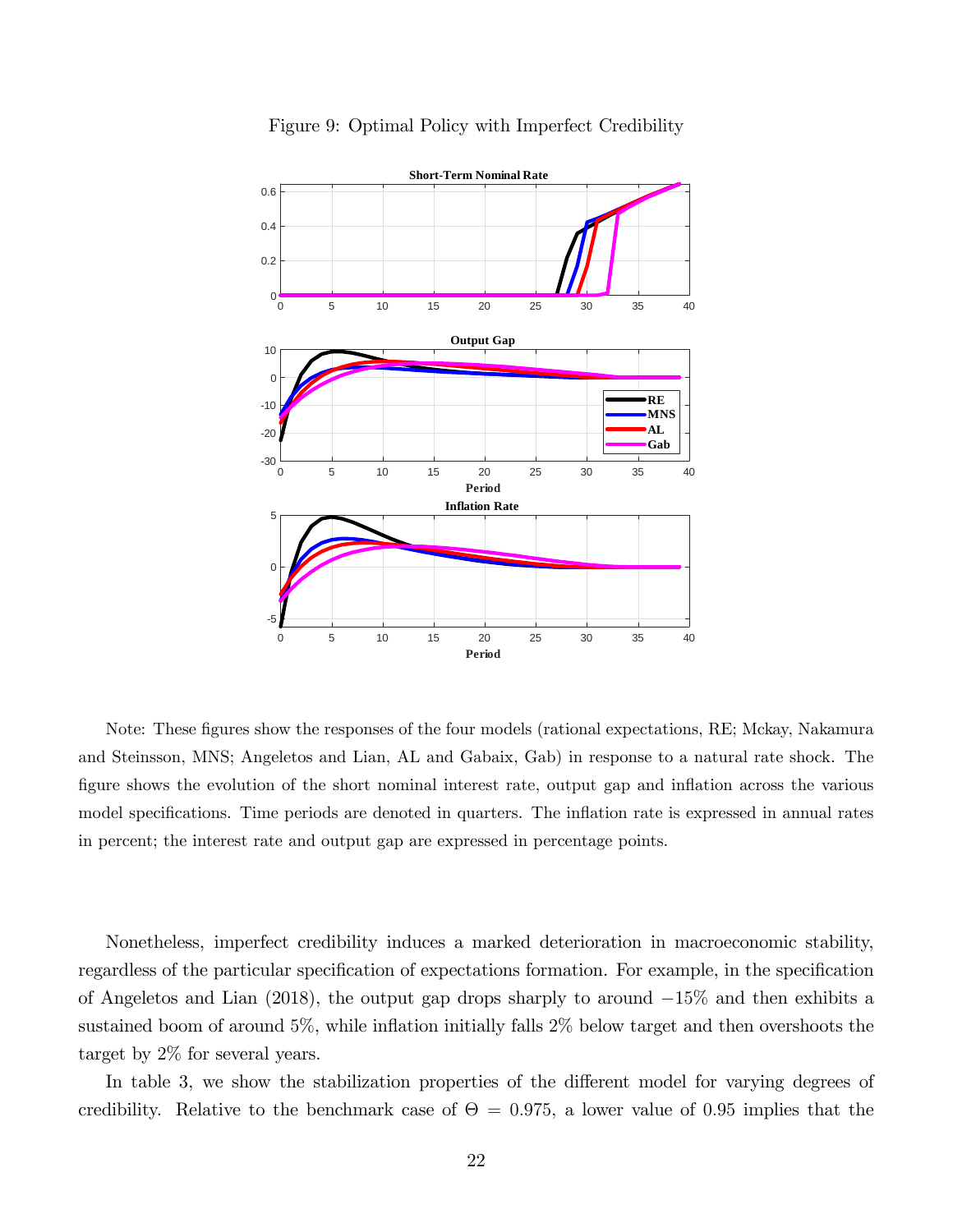Figure 9: Optimal Policy with Imperfect Credibility

Note: These figures show the responses of the four models (rational expectations, RE; Mckay, Nakamura and Steinsson, MNS; Angeletos and Lian, AL and Gabaix, Gab) in response to a natural rate shock. The figure shows the evolution of the short nominal interest rate, output gap and inflation across the various model specifications. Time periods are denoted in quarters. The inflation rate is expressed in annual rates in percent; the interest rate and output gap are expressed in percentage points.

Nonetheless, imperfect credibility induces a marked deterioration in macroeconomic stability, regardless of the particular specification of expectations formation. For example, in the specification of Angeletos and Lian (2018), the output gap drops sharply to around $-15\%$ and then exhibits a sustained boom of around 5%, while inflation initially falls 2% below target and then overshoots the target by 2% for several years.

In table 3, we show the stabilization properties of the different model for varying degrees of credibility. Relative to the benchmark case of $\Theta = 0.975$, a lower value of 0.95 implies that the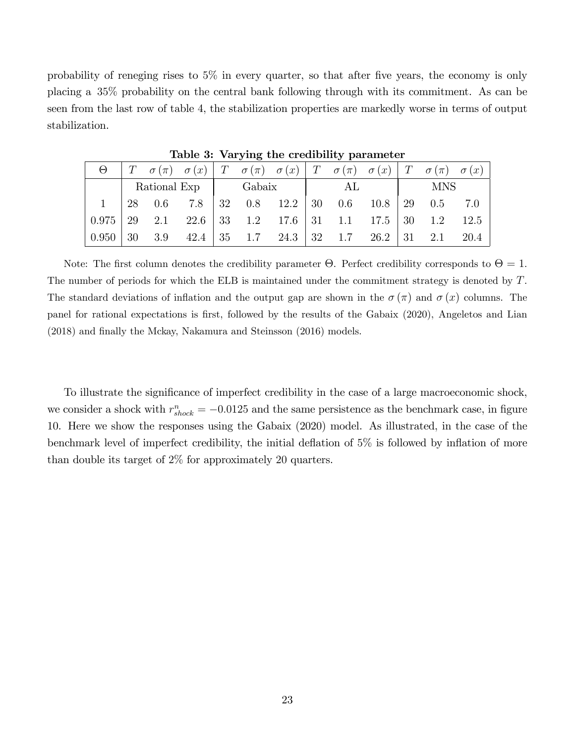probability of reneging rises to 5% in every quarter, so that after five years, the economy is only placing a 35% probability on the central bank following through with its commitment. As can be seen from the last row of table 4, the stabilization properties are markedly worse in terms of output stabilization.

**Table 3: Varying the credibility parameter**

| $\Theta$ | $T$ | $\sigma(\pi)$ | $\sigma(x)$ | $T$ | $\sigma(\pi)$ | $\sigma(x)$ | $T$ | $\sigma(\pi)$ | $\sigma(x)$ | $T$ | $\sigma(\pi)$ | $\sigma(x)$ |
|---|---|---|---|---|---|---|---|---|---|---|---|---|
| | Rational Exp | | | Gabaix | | | AL | | | MNS | | |
| 1 | 28 | 0.6 | 7.8 | 32 | 0.8 | 12.2 | 30 | 0.6 | 10.8 | 29 | 0.5 | 7.0 |
| 0.975 | 29 | 2.1 | 22.6 | 33 | 1.2 | 17.6 | 31 | 1.1 | 17.5 | 30 | 1.2 | 12.5 |
| 0.950 | 30 | 3.9 | 42.4 | 35 | 1.7 | 24.3 | 32 | 1.7 | 26.2 | 31 | 2.1 | 20.4 |

Note: The first column denotes the credibility parameter $\Theta$. Perfect credibility corresponds to $\Theta = 1$. The number of periods for which the ELB is maintained under the commitment strategy is denoted by $T$. The standard deviations of inflation and the output gap are shown in the $\sigma(\pi)$ and $\sigma(x)$ columns. The panel for rational expectations is first, followed by the results of the Gabaix (2020), Angeletos and Lian (2018) and finally the Mckay, Nakamura and Steinsson (2016) models.

To illustrate the significance of imperfect credibility in the case of a large macroeconomic shock, we consider a shock with $r^n_{shock} = -0.0125$ and the same persistence as the benchmark case, in figure 10. Here we show the responses using the Gabaix (2020) model. As illustrated, in the case of the benchmark level of imperfect credibility, the initial deflation of 5% is followed by inflation of more than double its target of 2% for approximately 20 quarters.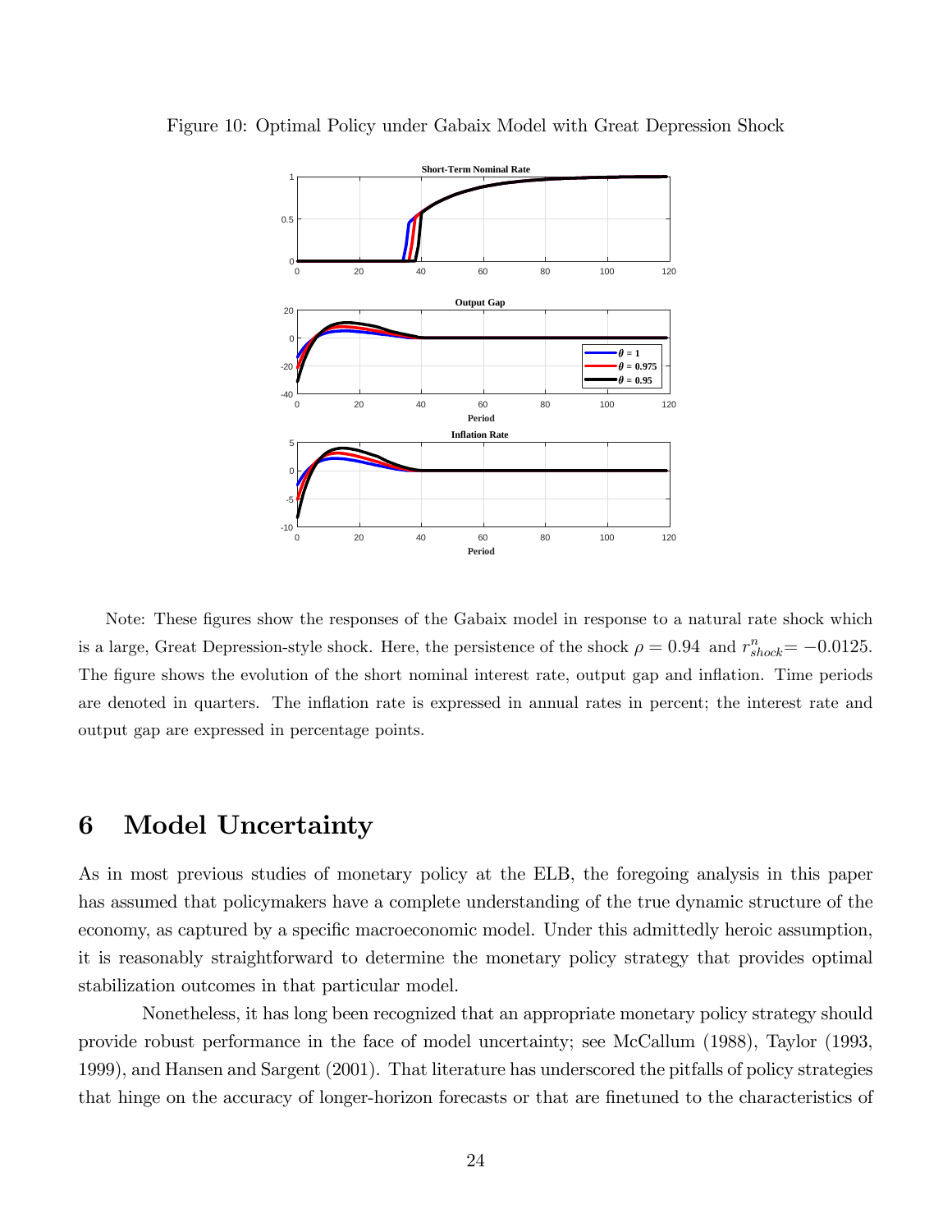Figure 10: Optimal Policy under Gabaix Model with Great Depression Shock

Note: These figures show the responses of the Gabaix model in response to a natural rate shock which is a large, Great Depression-style shock. Here, the persistence of the shock $\rho = 0.94$ and $r^n_{shock} = -0.0125$. The figure shows the evolution of the short nominal interest rate, output gap and inflation. Time periods are denoted in quarters. The inflation rate is expressed in annual rates in percent; the interest rate and output gap are expressed in percentage points.

# 6 Model Uncertainty

As in most previous studies of monetary policy at the ELB, the foregoing analysis in this paper has assumed that policymakers have a complete understanding of the true dynamic structure of the economy, as captured by a specific macroeconomic model. Under this admittedly heroic assumption, it is reasonably straightforward to determine the monetary policy strategy that provides optimal stabilization outcomes in that particular model.

Nonetheless, it has long been recognized that an appropriate monetary policy strategy should provide robust performance in the face of model uncertainty; see McCallum (1988), Taylor (1993, 1999), and Hansen and Sargent (2001). That literature has underscored the pitfalls of policy strategies that hinge on the accuracy of longer-horizon forecasts or that are finetuned to the characteristics of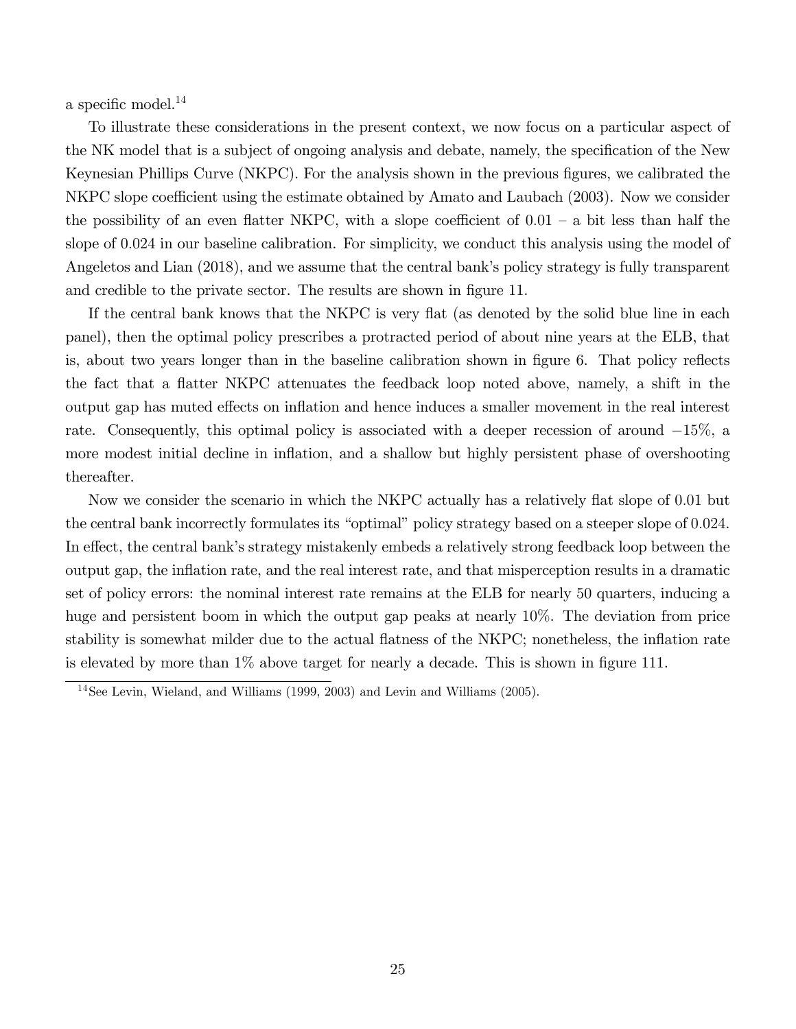a specific model.[14]

To illustrate these considerations in the present context, we now focus on a particular aspect of the NK model that is a subject of ongoing analysis and debate, namely, the specification of the New Keynesian Phillips Curve (NKPC). For the analysis shown in the previous figures, we calibrated the NKPC slope coefficient using the estimate obtained by Amato and Laubach (2003). Now we consider the possibility of an even flatter NKPC, with a slope coefficient of 0.01 – a bit less than half the slope of 0.024 in our baseline calibration. For simplicity, we conduct this analysis using the model of Angeletos and Lian (2018), and we assume that the central bank's policy strategy is fully transparent and credible to the private sector. The results are shown in figure 11.

If the central bank knows that the NKPC is very flat (as denoted by the solid blue line in each panel), then the optimal policy prescribes a protracted period of about nine years at the ELB, that is, about two years longer than in the baseline calibration shown in figure 6. That policy reflects the fact that a flatter NKPC attenuates the feedback loop noted above, namely, a shift in the output gap has muted effects on inflation and hence induces a smaller movement in the real interest rate. Consequently, this optimal policy is associated with a deeper recession of around $-15\%$, a more modest initial decline in inflation, and a shallow but highly persistent phase of overshooting thereafter.

Now we consider the scenario in which the NKPC actually has a relatively flat slope of 0.01 but the central bank incorrectly formulates its "optimal" policy strategy based on a steeper slope of 0.024. In effect, the central bank's strategy mistakenly embeds a relatively strong feedback loop between the output gap, the inflation rate, and the real interest rate, and that misperception results in a dramatic set of policy errors: the nominal interest rate remains at the ELB for nearly 50 quarters, inducing a huge and persistent boom in which the output gap peaks at nearly 10%. The deviation from price stability is somewhat milder due to the actual flatness of the NKPC; nonetheless, the inflation rate is elevated by more than 1% above target for nearly a decade. This is shown in figure 111.

[14] See Levin, Wieland, and Williams (1999, 2003) and Levin and Williams (2005).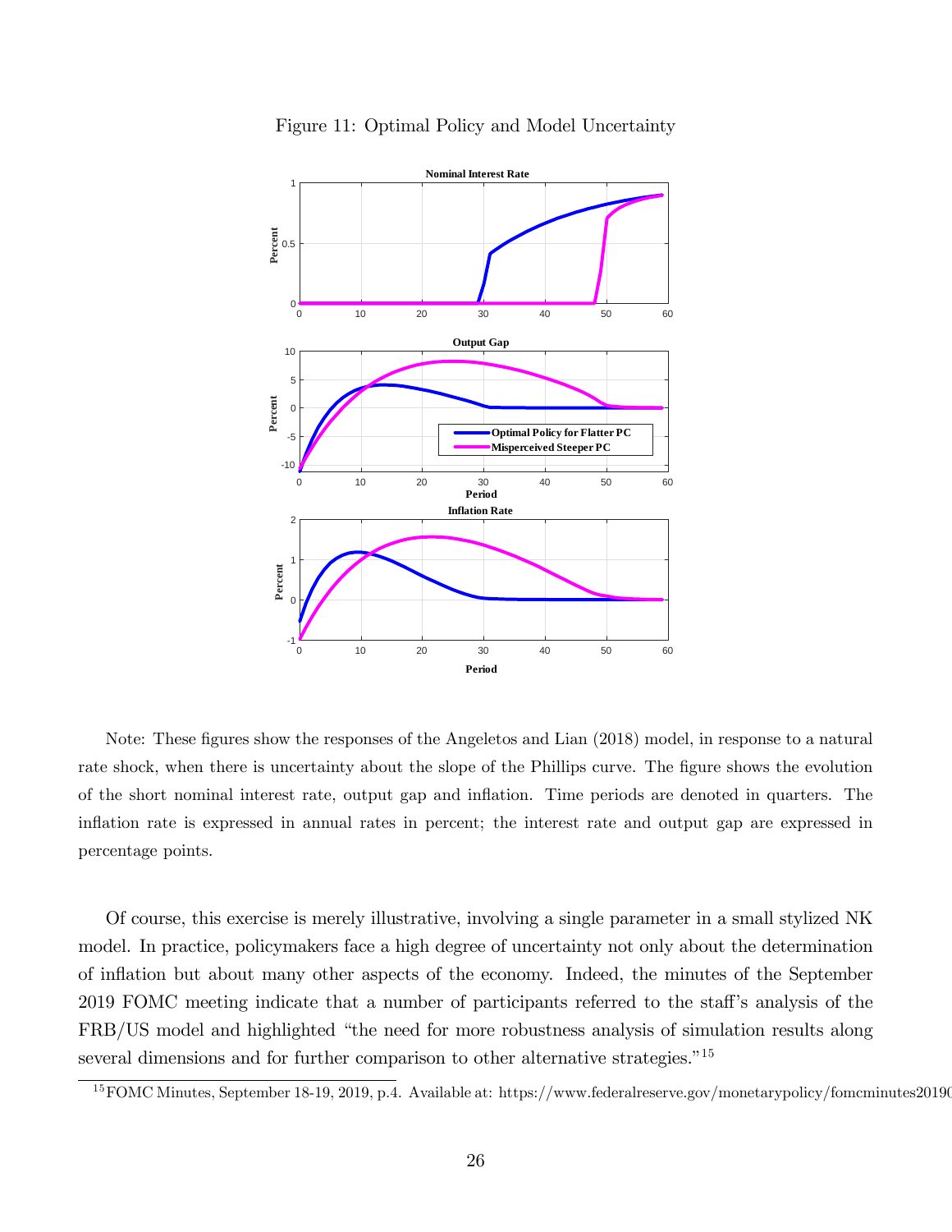Figure 11: Optimal Policy and Model Uncertainty

Note: These figures show the responses of the Angeletos and Lian (2018) model, in response to a natural rate shock, when there is uncertainty about the slope of the Phillips curve. The figure shows the evolution of the short nominal interest rate, output gap and inflation. Time periods are denoted in quarters. The inflation rate is expressed in annual rates in percent; the interest rate and output gap are expressed in percentage points.

Of course, this exercise is merely illustrative, involving a single parameter in a small stylized NK model. In practice, policymakers face a high degree of uncertainty not only about the determination of inflation but about many other aspects of the economy. Indeed, the minutes of the September 2019 FOMC meeting indicate that a number of participants referred to the staff's analysis of the FRB/US model and highlighted "the need for more robustness analysis of simulation results along several dimensions and for further comparison to other alternative strategies."[15]

[15] FOMC Minutes, September 18-19, 2019, p.4. Available at: https://www.federalreserve.gov/monetarypolicy/fomcminutes20190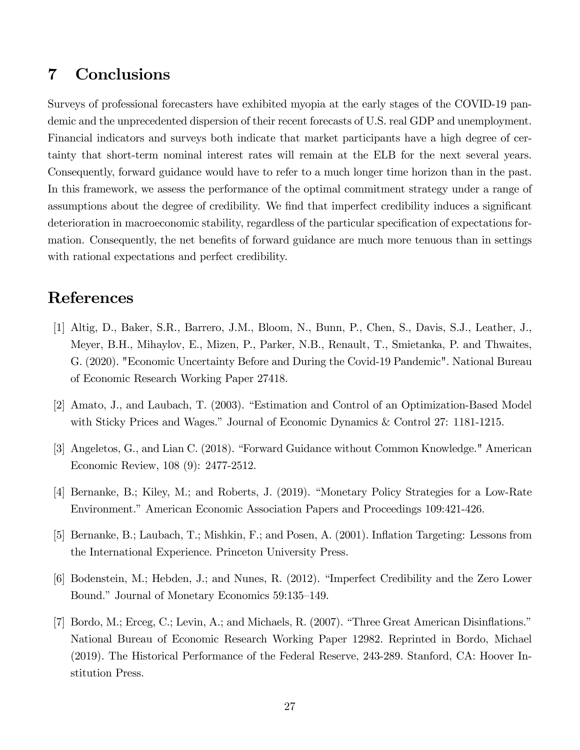# 7 Conclusions

Surveys of professional forecasters have exhibited myopia at the early stages of the COVID-19 pandemic and the unprecedented dispersion of their recent forecasts of U.S. real GDP and unemployment. Financial indicators and surveys both indicate that market participants have a high degree of certainty that short-term nominal interest rates will remain at the ELB for the next several years. Consequently, forward guidance would have to refer to a much longer time horizon than in the past. In this framework, we assess the performance of the optimal commitment strategy under a range of assumptions about the degree of credibility. We find that imperfect credibility induces a significant deterioration in macroeconomic stability, regardless of the particular specification of expectations formation. Consequently, the net benefits of forward guidance are much more tenuous than in settings with rational expectations and perfect credibility.

# References

[1] Altig, D., Baker, S.R., Barrero, J.M., Bloom, N., Bunn, P., Chen, S., Davis, S.J., Leather, J., Meyer, B.H., Mihaylov, E., Mizen, P., Parker, N.B., Renault, T., Smietanka, P. and Thwaites, G. (2020). "Economic Uncertainty Before and During the Covid-19 Pandemic". National Bureau of Economic Research Working Paper 27418.

[2] Amato, J., and Laubach, T. (2003). "Estimation and Control of an Optimization-Based Model with Sticky Prices and Wages." Journal of Economic Dynamics & Control 27: 1181-1215.

[3] Angeletos, G., and Lian C. (2018). "Forward Guidance without Common Knowledge." American Economic Review, 108 (9): 2477-2512.

[4] Bernanke, B.; Kiley, M.; and Roberts, J. (2019). "Monetary Policy Strategies for a Low-Rate Environment." American Economic Association Papers and Proceedings 109:421-426.

[5] Bernanke, B.; Laubach, T.; Mishkin, F.; and Posen, A. (2001). Inflation Targeting: Lessons from the International Experience. Princeton University Press.

[6] Bodenstein, M.; Hebden, J.; and Nunes, R. (2012). "Imperfect Credibility and the Zero Lower Bound." Journal of Monetary Economics 59:135–149.

[7] Bordo, M.; Erceg, C.; Levin, A.; and Michaels, R. (2007). "Three Great American Disinflations." National Bureau of Economic Research Working Paper 12982. Reprinted in Bordo, Michael (2019). The Historical Performance of the Federal Reserve, 243-289. Stanford, CA: Hoover Institution Press.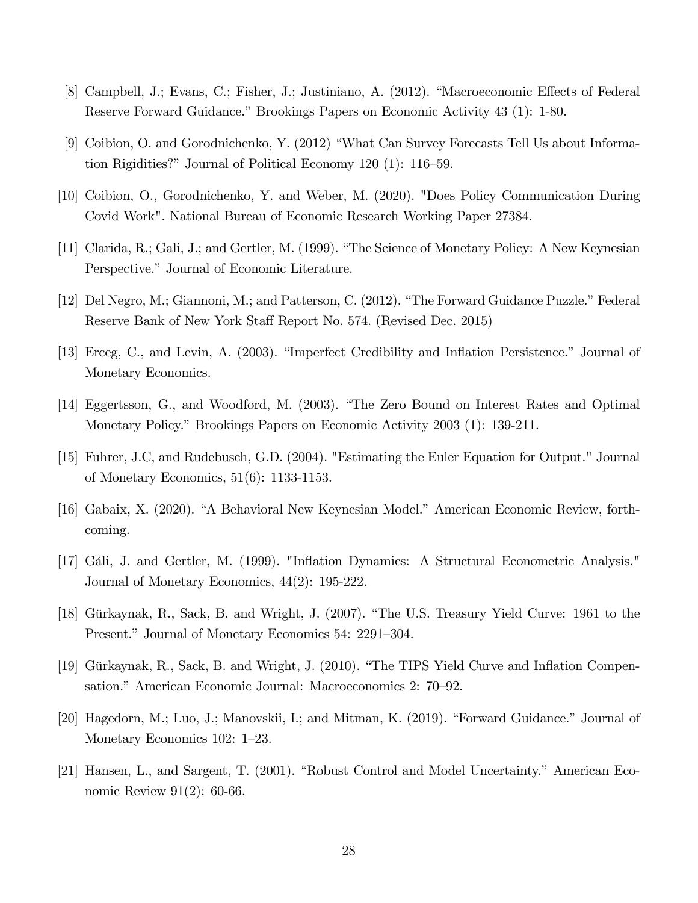[8] Campbell, J.; Evans, C.; Fisher, J.; Justiniano, A. (2012). "Macroeconomic Effects of Federal Reserve Forward Guidance." Brookings Papers on Economic Activity 43 (1): 1-80.

[9] Coibion, O. and Gorodnichenko, Y. (2012) "What Can Survey Forecasts Tell Us about Information Rigidities?" Journal of Political Economy 120 (1): 116–59.

[10] Coibion, O., Gorodnichenko, Y. and Weber, M. (2020). "Does Policy Communication During Covid Work". National Bureau of Economic Research Working Paper 27384.

[11] Clarida, R.; Gali, J.; and Gertler, M. (1999). "The Science of Monetary Policy: A New Keynesian Perspective." Journal of Economic Literature.

[12] Del Negro, M.; Giannoni, M.; and Patterson, C. (2012). "The Forward Guidance Puzzle." Federal Reserve Bank of New York Staff Report No. 574. (Revised Dec. 2015)

[13] Erceg, C., and Levin, A. (2003). "Imperfect Credibility and Inflation Persistence." Journal of Monetary Economics.

[14] Eggertsson, G., and Woodford, M. (2003). "The Zero Bound on Interest Rates and Optimal Monetary Policy." Brookings Papers on Economic Activity 2003 (1): 139-211.

[15] Fuhrer, J.C, and Rudebusch, G.D. (2004). "Estimating the Euler Equation for Output." Journal of Monetary Economics, 51(6): 1133-1153.

[16] Gabaix, X. (2020). "A Behavioral New Keynesian Model." American Economic Review, forthcoming.

[17] Gáli, J. and Gertler, M. (1999). "Inflation Dynamics: A Structural Econometric Analysis." Journal of Monetary Economics, 44(2): 195-222.

[18] Gürkaynak, R., Sack, B. and Wright, J. (2007). "The U.S. Treasury Yield Curve: 1961 to the Present." Journal of Monetary Economics 54: 2291–304.

[19] Gürkaynak, R., Sack, B. and Wright, J. (2010). "The TIPS Yield Curve and Inflation Compensation." American Economic Journal: Macroeconomics 2: 70–92.

[20] Hagedorn, M.; Luo, J.; Manovskii, I.; and Mitman, K. (2019). "Forward Guidance." Journal of Monetary Economics 102: 1–23.

[21] Hansen, L., and Sargent, T. (2001). "Robust Control and Model Uncertainty." American Economic Review 91(2): 60-66.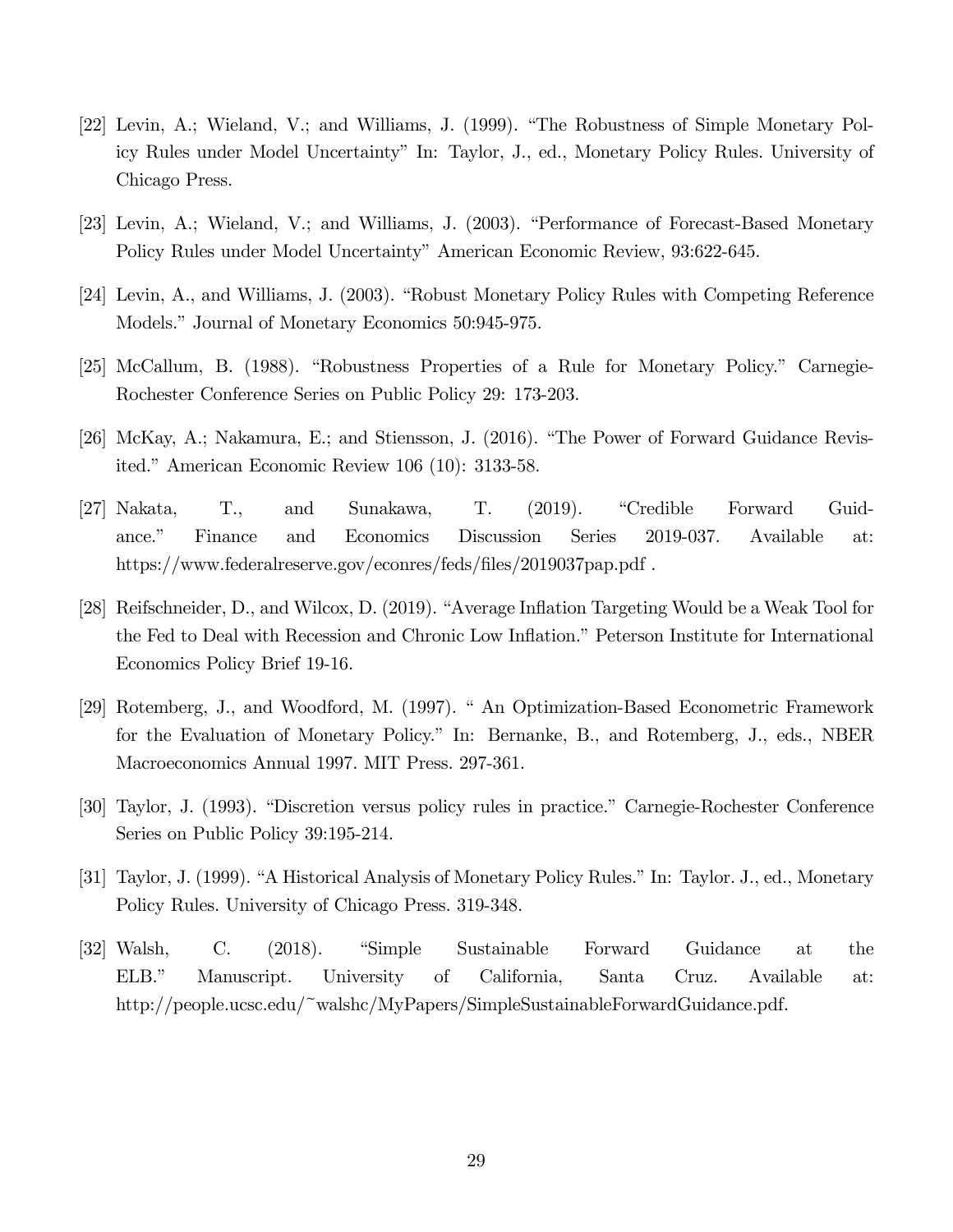[22] Levin, A.; Wieland, V.; and Williams, J. (1999). "The Robustness of Simple Monetary Policy Rules under Model Uncertainty" In: Taylor, J., ed., Monetary Policy Rules. University of Chicago Press.

[23] Levin, A.; Wieland, V.; and Williams, J. (2003). "Performance of Forecast-Based Monetary Policy Rules under Model Uncertainty" American Economic Review, 93:622-645.

[24] Levin, A., and Williams, J. (2003). "Robust Monetary Policy Rules with Competing Reference Models." Journal of Monetary Economics 50:945-975.

[25] McCallum, B. (1988). "Robustness Properties of a Rule for Monetary Policy." Carnegie-Rochester Conference Series on Public Policy 29: 173-203.

[26] McKay, A.; Nakamura, E.; and Stiensson, J. (2016). "The Power of Forward Guidance Revisited." American Economic Review 106 (10): 3133-58.

[27] Nakata, T., and Sunakawa, T. (2019). "Credible Forward Guidance." Finance and Economics Discussion Series 2019-037. Available at: https://www.federalreserve.gov/econres/feds/files/2019037pap.pdf .

[28] Reifschneider, D., and Wilcox, D. (2019). "Average Inflation Targeting Would be a Weak Tool for the Fed to Deal with Recession and Chronic Low Inflation." Peterson Institute for International Economics Policy Brief 19-16.

[29] Rotemberg, J., and Woodford, M. (1997). " An Optimization-Based Econometric Framework for the Evaluation of Monetary Policy." In: Bernanke, B., and Rotemberg, J., eds., NBER Macroeconomics Annual 1997. MIT Press. 297-361.

[30] Taylor, J. (1993). "Discretion versus policy rules in practice." Carnegie-Rochester Conference Series on Public Policy 39:195-214.

[31] Taylor, J. (1999). "A Historical Analysis of Monetary Policy Rules." In: Taylor. J., ed., Monetary Policy Rules. University of Chicago Press. 319-348.

[32] Walsh, C. (2018). "Simple Sustainable Forward Guidance at the ELB." Manuscript. University of California, Santa Cruz. Available at: http://people.ucsc.edu/~walshc/MyPapers/SimpleSustainableForwardGuidance.pdf.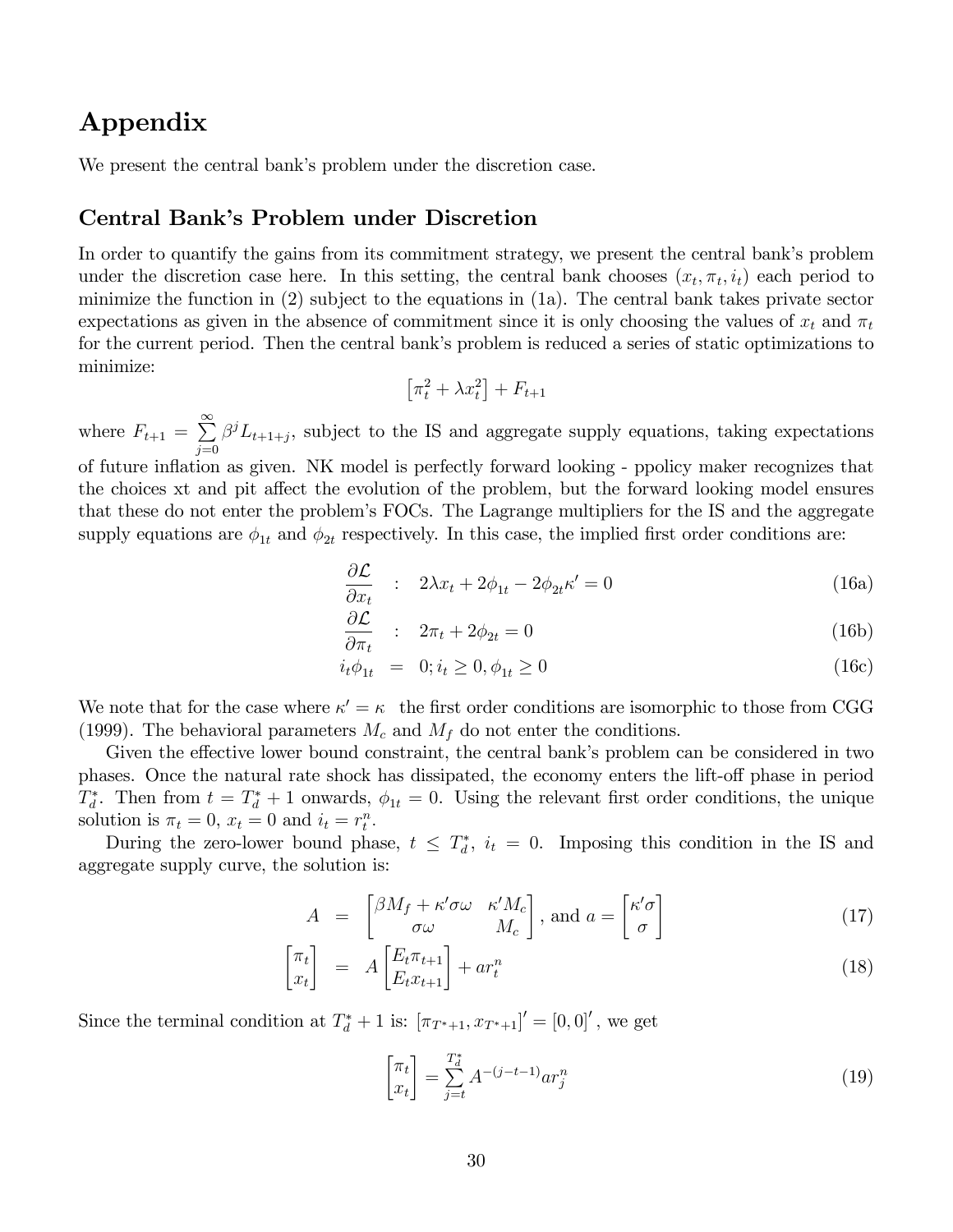# Appendix

We present the central bank's problem under the discretion case.

## Central Bank's Problem under Discretion

In order to quantify the gains from its commitment strategy, we present the central bank's problem under the discretion case here. In this setting, the central bank chooses $(x_t, \pi_t, i_t)$ each period to minimize the function in (2) subject to the equations in (1a). The central bank takes private sector expectations as given in the absence of commitment since it is only choosing the values of $x_t$ and $\pi_t$ for the current period. Then the central bank's problem is reduced a series of static optimizations to minimize:

$$\left[\pi_t^2 + \lambda x_t^2\right] + F_{t+1}$$

where $F_{t+1} = \sum_{j=0}^{\infty} \beta^j L_{t+1+j}$, subject to the IS and aggregate supply equations, taking expectations of future inflation as given. NK model is perfectly forward looking - ppolicy maker recognizes that the choices xt and pit affect the evolution of the problem, but the forward looking model ensures that these do not enter the problem's FOCs. The Lagrange multipliers for the IS and the aggregate supply equations are $\phi_{1t}$ and $\phi_{2t}$ respectively. In this case, the implied first order conditions are:

$$\frac{\partial \mathcal{L}}{\partial x_t} \quad : \quad 2\lambda x_t + 2\phi_{1t} - 2\phi_{2t}\kappa' = 0 \tag{16a}$$

$$\frac{\partial \mathcal{L}}{\partial \pi_t} \quad : \quad 2\pi_t + 2\phi_{2t} = 0 \tag{16b}$$

$$i_t \phi_{1t} \quad = \quad 0; i_t \geq 0, \phi_{1t} \geq 0 \tag{16c}$$

We note that for the case where $\kappa' = \kappa$ the first order conditions are isomorphic to those from CGG (1999). The behavioral parameters $M_c$ and $M_f$ do not enter the conditions.

Given the effective lower bound constraint, the central bank's problem can be considered in two phases. Once the natural rate shock has dissipated, the economy enters the lift-off phase in period $T_d^*$. Then from $t = T_d^* + 1$ onwards, $\phi_{1t} = 0$. Using the relevant first order conditions, the unique solution is $\pi_t = 0$, $x_t = 0$ and $i_t = r_t^n$.

During the zero-lower bound phase, $t \leq T_d^*$, $i_t = 0$. Imposing this condition in the IS and aggregate supply curve, the solution is:

$$A \quad = \quad \begin{bmatrix} \beta M_f + \kappa'\sigma\omega & \kappa' M_c \\ \sigma\omega & M_c \end{bmatrix}, \text{ and } a = \begin{bmatrix} \kappa'\sigma \\ \sigma \end{bmatrix} \tag{17}$$

$$\begin{bmatrix} \pi_t \\ x_t \end{bmatrix} \quad = \quad A \begin{bmatrix} E_t \pi_{t+1} \\ E_t x_{t+1} \end{bmatrix} + a r_t^n \tag{18}$$

Since the terminal condition at $T_d^* + 1$ is: $[\pi_{T^*+1}, x_{T^*+1}]' = [0, 0]'$, we get

$$\begin{bmatrix} \pi_t \\ x_t \end{bmatrix} = \sum_{j=t}^{T_d^*} A^{-(j-t-1)} a r_j^n \tag{19}$$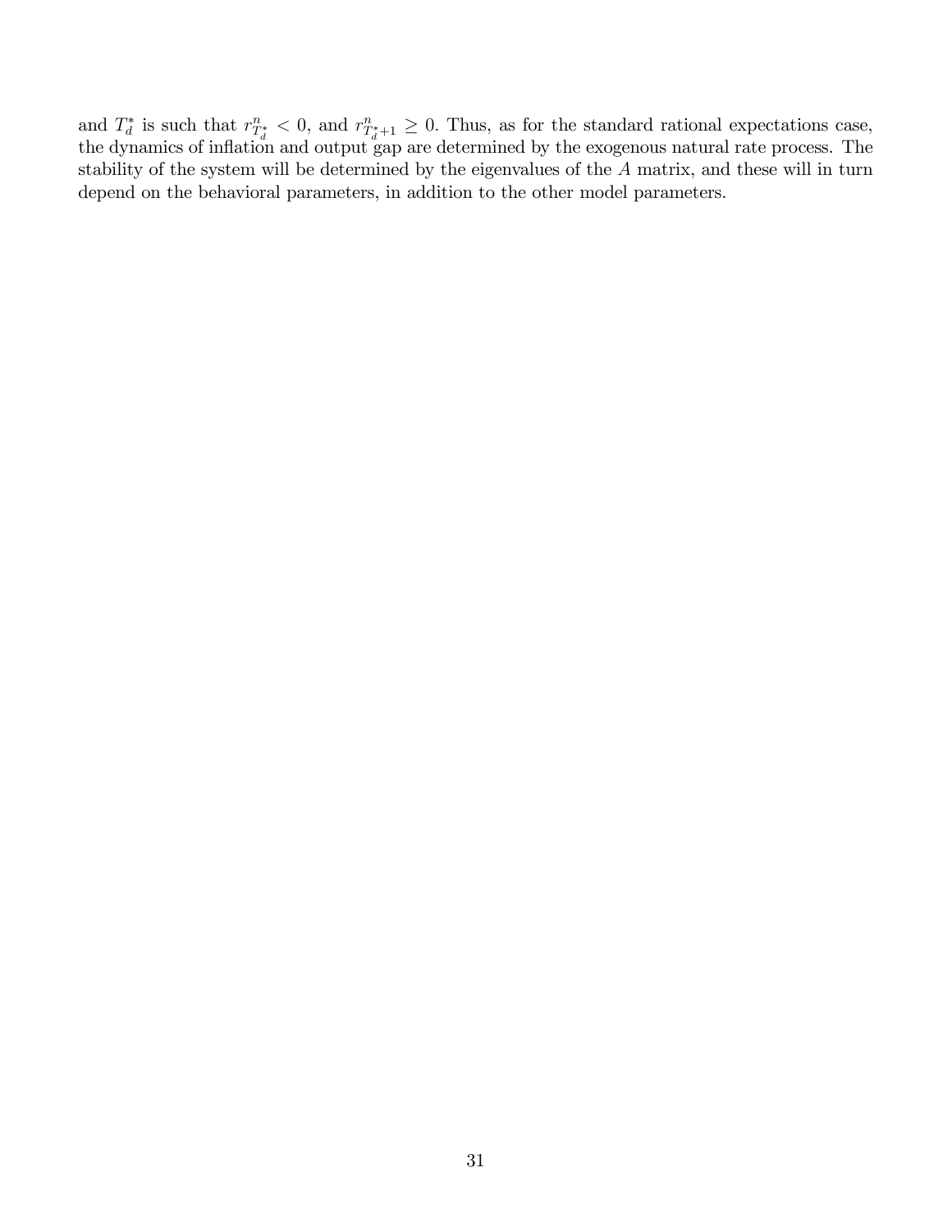and $T_d^*$ is such that $r^n_{T_d^*} < 0$, and $r^n_{T_d^*+1} \geq 0$. Thus, as for the standard rational expectations case, the dynamics of inflation and output gap are determined by the exogenous natural rate process. The stability of the system will be determined by the eigenvalues of the $A$ matrix, and these will in turn depend on the behavioral parameters, in addition to the other model parameters.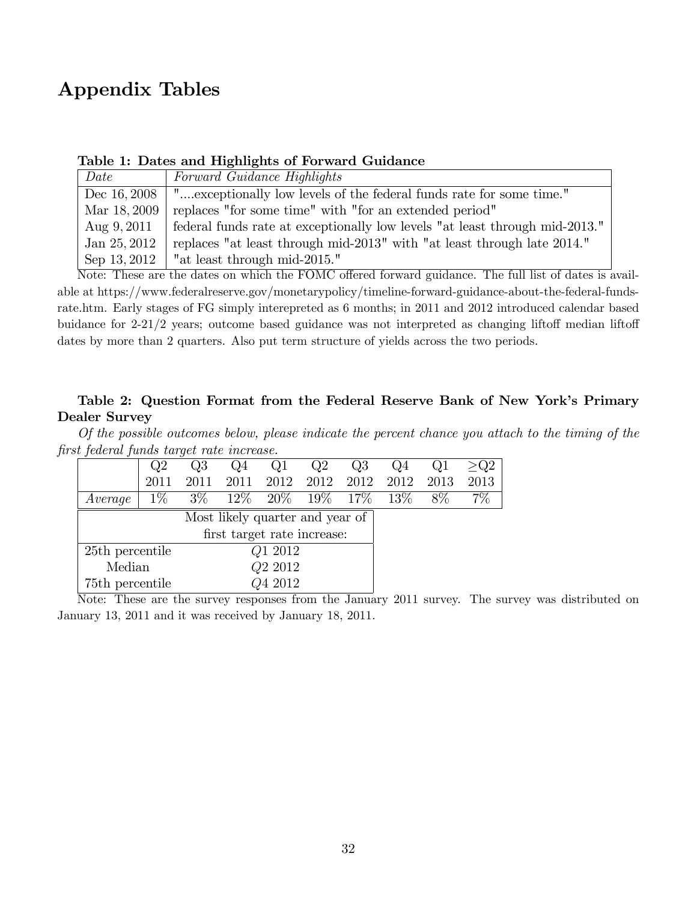# Appendix Tables

**Table 1: Dates and Highlights of Forward Guidance**

| *Date* | *Forward Guidance Highlights* |
|---|---|
| Dec 16, 2008 | "....exceptionally low levels of the federal funds rate for some time." |
| Mar 18, 2009 | replaces "for some time" with "for an extended period" |
| Aug 9, 2011 | federal funds rate at exceptionally low levels "at least through mid-2013." |
| Jan 25, 2012 | replaces "at least through mid-2013" with "at least through late 2014." |
| Sep 13, 2012 | "at least through mid-2015." |

Note: These are the dates on which the FOMC offered forward guidance. The full list of dates is available at https://www.federalreserve.gov/monetarypolicy/timeline-forward-guidance-about-the-federal-funds-rate.htm. Early stages of FG simply interepreted as 6 months; in 2011 and 2012 introduced calendar based buidance for 2-21/2 years; outcome based guidance was not interpreted as changing liftoff median liftoff dates by more than 2 quarters. Also put term structure of yields across the two periods.

**Table 2: Question Format from the Federal Reserve Bank of New York's Primary Dealer Survey**

*Of the possible outcomes below, please indicate the percent chance you attach to the timing of the first federal funds target rate increase.*

| | Q2 2011 | Q3 2011 | Q4 2011 | Q1 2012 | Q2 2012 | Q3 2012 | Q4 2012 | Q1 2013 | $\geq$Q2 2013 |
|---|---|---|---|---|---|---|---|---|---|
| *Average* | 1% | 3% | 12% | 20% | 19% | 17% | 13% | 8% | 7% |

| | Most likely quarter and year of first target rate increase: |
|---|---|
| 25th percentile | *Q*1 2012 |
| Median | *Q*2 2012 |
| 75th percentile | *Q*4 2012 |

Note: These are the survey responses from the January 2011 survey. The survey was distributed on January 13, 2011 and it was received by January 18, 2011.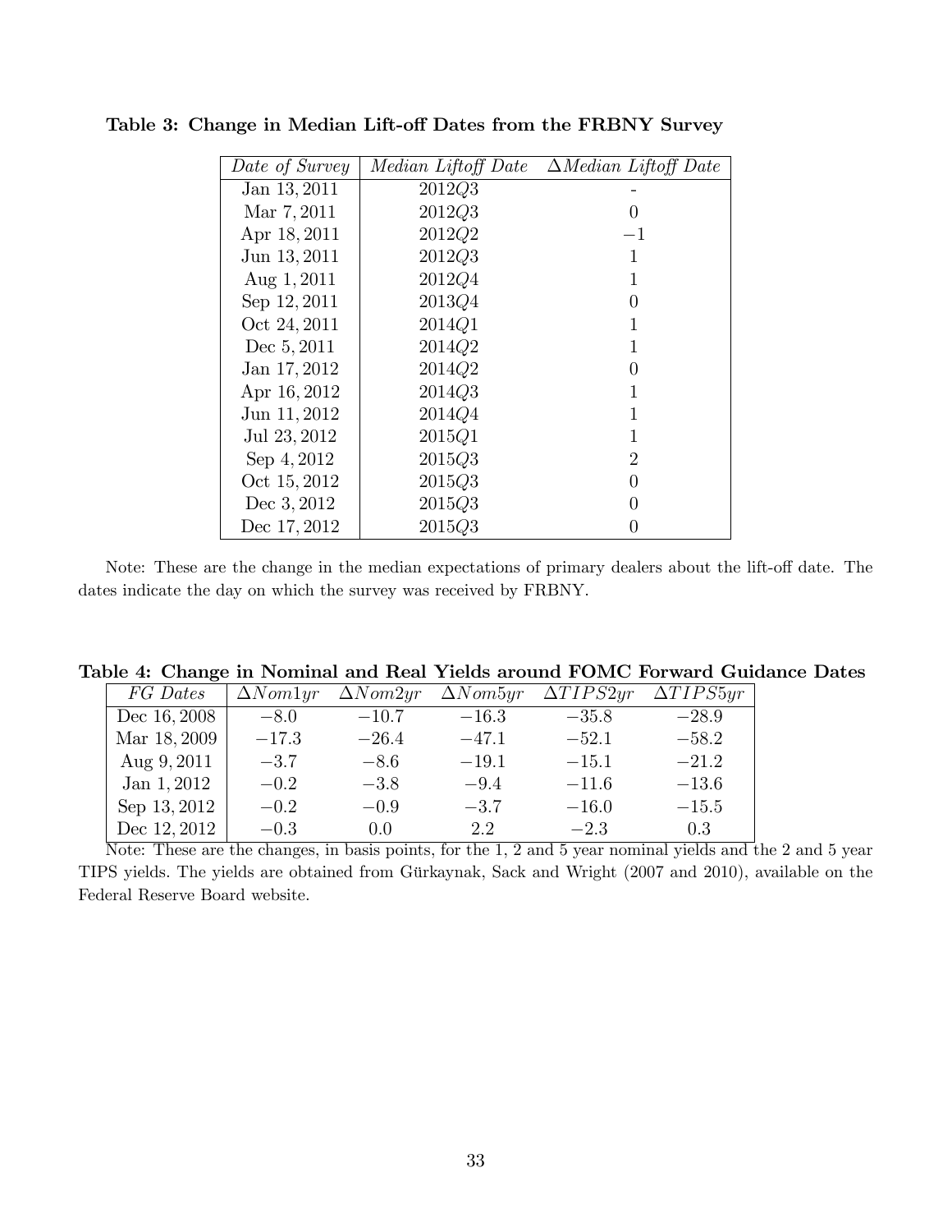**Table 3: Change in Median Lift-off Dates from the FRBNY Survey**

| *Date of Survey* | *Median Liftoff Date* | $\Delta$*Median Liftoff Date* |
|---|---|---|
| Jan 13, 2011 | 2012$Q$3 | - |
| Mar 7, 2011 | 2012$Q$3 | 0 |
| Apr 18, 2011 | 2012$Q$2 | $-1$ |
| Jun 13, 2011 | 2012$Q$3 | 1 |
| Aug 1, 2011 | 2012$Q$4 | 1 |
| Sep 12, 2011 | 2013$Q$4 | 0 |
| Oct 24, 2011 | 2014$Q$1 | 1 |
| Dec 5, 2011 | 2014$Q$2 | 1 |
| Jan 17, 2012 | 2014$Q$2 | 0 |
| Apr 16, 2012 | 2014$Q$3 | 1 |
| Jun 11, 2012 | 2014$Q$4 | 1 |
| Jul 23, 2012 | 2015$Q$1 | 1 |
| Sep 4, 2012 | 2015$Q$3 | 2 |
| Oct 15, 2012 | 2015$Q$3 | 0 |
| Dec 3, 2012 | 2015$Q$3 | 0 |
| Dec 17, 2012 | 2015$Q$3 | 0 |

Note: These are the change in the median expectations of primary dealers about the lift-off date. The dates indicate the day on which the survey was received by FRBNY.

**Table 4: Change in Nominal and Real Yields around FOMC Forward Guidance Dates**

| *FG Dates* | $\Delta Nom1yr$ | $\Delta Nom2yr$ | $\Delta Nom5yr$ | $\Delta TIPS2yr$ | $\Delta TIPS5yr$ |
|---|---|---|---|---|---|
| Dec 16, 2008 | $-8.0$ | $-10.7$ | $-16.3$ | $-35.8$ | $-28.9$ |
| Mar 18, 2009 | $-17.3$ | $-26.4$ | $-47.1$ | $-52.1$ | $-58.2$ |
| Aug 9, 2011 | $-3.7$ | $-8.6$ | $-19.1$ | $-15.1$ | $-21.2$ |
| Jan 1, 2012 | $-0.2$ | $-3.8$ | $-9.4$ | $-11.6$ | $-13.6$ |
| Sep 13, 2012 | $-0.2$ | $-0.9$ | $-3.7$ | $-16.0$ | $-15.5$ |
| Dec 12, 2012 | $-0.3$ | 0.0 | 2.2 | $-2.3$ | 0.3 |

Note: These are the changes, in basis points, for the 1, 2 and 5 year nominal yields and the 2 and 5 year TIPS yields. The yields are obtained from Gürkaynak, Sack and Wright (2007 and 2010), available on the Federal Reserve Board website.